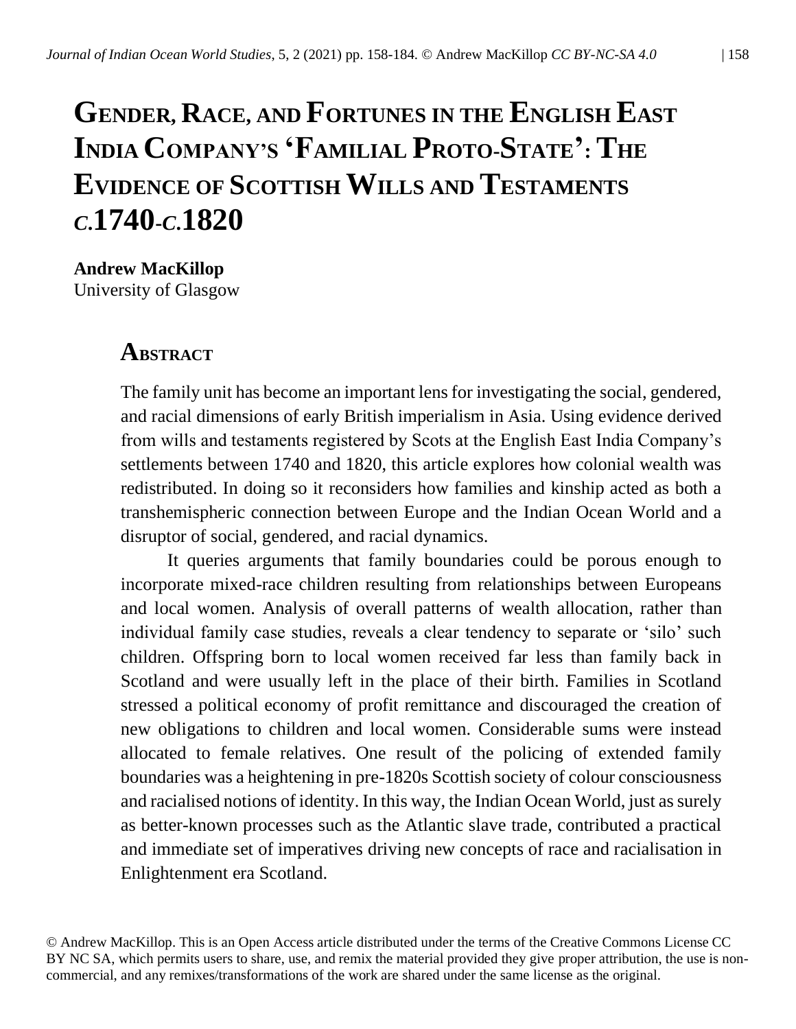# Gender, Race, and Fortunes in the English East India Company's 'Familial Proto-State': The Evidence of Scottish Wills and Testaments *c.*1740-*c.*1820

**Andrew MacKillop**
University of Glasgow

## Abstract

The family unit has become an important lens for investigating the social, gendered, and racial dimensions of early British imperialism in Asia. Using evidence derived from wills and testaments registered by Scots at the English East India Company's settlements between 1740 and 1820, this article explores how colonial wealth was redistributed. In doing so it reconsiders how families and kinship acted as both a transhemispheric connection between Europe and the Indian Ocean World and a disruptor of social, gendered, and racial dynamics.

It queries arguments that family boundaries could be porous enough to incorporate mixed-race children resulting from relationships between Europeans and local women. Analysis of overall patterns of wealth allocation, rather than individual family case studies, reveals a clear tendency to separate or 'silo' such children. Offspring born to local women received far less than family back in Scotland and were usually left in the place of their birth. Families in Scotland stressed a political economy of profit remittance and discouraged the creation of new obligations to children and local women. Considerable sums were instead allocated to female relatives. One result of the policing of extended family boundaries was a heightening in pre-1820s Scottish society of colour consciousness and racialised notions of identity. In this way, the Indian Ocean World, just as surely as better-known processes such as the Atlantic slave trade, contributed a practical and immediate set of imperatives driving new concepts of race and racialisation in Enlightenment era Scotland.

© Andrew MacKillop. This is an Open Access article distributed under the terms of the Creative Commons License CC BY NC SA, which permits users to share, use, and remix the material provided they give proper attribution, the use is non-commercial, and any remixes/transformations of the work are shared under the same license as the original.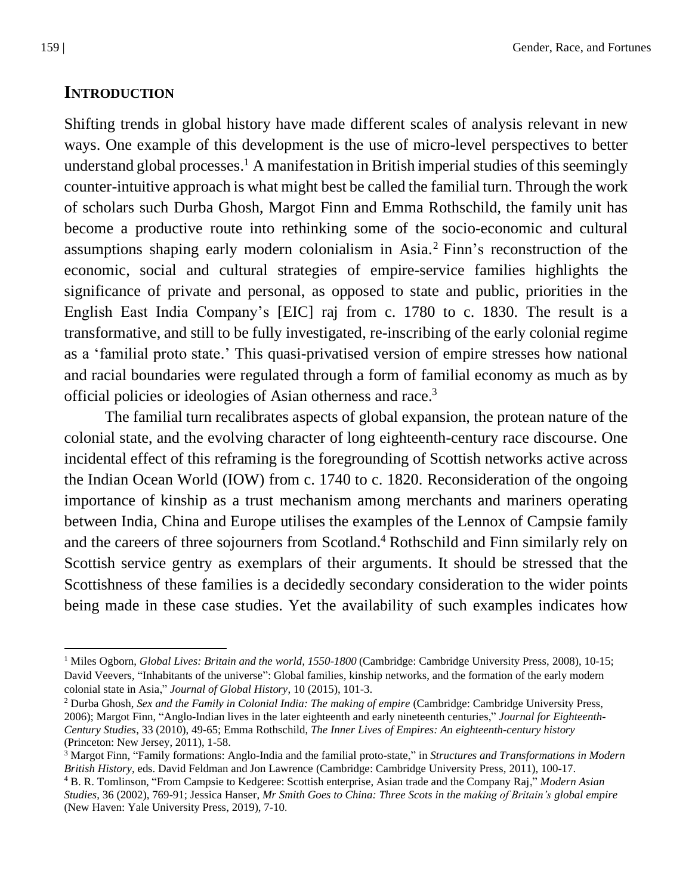## INTRODUCTION

Shifting trends in global history have made different scales of analysis relevant in new ways. One example of this development is the use of micro-level perspectives to better understand global processes.[1] A manifestation in British imperial studies of this seemingly counter-intuitive approach is what might best be called the familial turn. Through the work of scholars such Durba Ghosh, Margot Finn and Emma Rothschild, the family unit has become a productive route into rethinking some of the socio-economic and cultural assumptions shaping early modern colonialism in Asia.[2] Finn's reconstruction of the economic, social and cultural strategies of empire-service families highlights the significance of private and personal, as opposed to state and public, priorities in the English East India Company's [EIC] raj from c. 1780 to c. 1830. The result is a transformative, and still to be fully investigated, re-inscribing of the early colonial regime as a 'familial proto state.' This quasi-privatised version of empire stresses how national and racial boundaries were regulated through a form of familial economy as much as by official policies or ideologies of Asian otherness and race.[3]

The familial turn recalibrates aspects of global expansion, the protean nature of the colonial state, and the evolving character of long eighteenth-century race discourse. One incidental effect of this reframing is the foregrounding of Scottish networks active across the Indian Ocean World (IOW) from c. 1740 to c. 1820. Reconsideration of the ongoing importance of kinship as a trust mechanism among merchants and mariners operating between India, China and Europe utilises the examples of the Lennox of Campsie family and the careers of three sojourners from Scotland.[4] Rothschild and Finn similarly rely on Scottish service gentry as exemplars of their arguments. It should be stressed that the Scottishness of these families is a decidedly secondary consideration to the wider points being made in these case studies. Yet the availability of such examples indicates how

---

[1] Miles Ogborn, *Global Lives: Britain and the world, 1550-1800* (Cambridge: Cambridge University Press, 2008), 10-15; David Veevers, "Inhabitants of the universe": Global families, kinship networks, and the formation of the early modern colonial state in Asia," *Journal of Global History*, 10 (2015), 101-3.

[2] Durba Ghosh, *Sex and the Family in Colonial India: The making of empire* (Cambridge: Cambridge University Press, 2006); Margot Finn, "Anglo-Indian lives in the later eighteenth and early nineteenth centuries," *Journal for Eighteenth-Century Studies*, 33 (2010), 49-65; Emma Rothschild, *The Inner Lives of Empires: An eighteenth-century history* (Princeton: New Jersey, 2011), 1-58.

[3] Margot Finn, "Family formations: Anglo-India and the familial proto-state," in *Structures and Transformations in Modern British History*, eds. David Feldman and Jon Lawrence (Cambridge: Cambridge University Press, 2011), 100-17.

[4] B. R. Tomlinson, "From Campsie to Kedgeree: Scottish enterprise, Asian trade and the Company Raj," *Modern Asian Studies*, 36 (2002), 769-91; Jessica Hanser, *Mr Smith Goes to China: Three Scots in the making of Britain's global empire* (New Haven: Yale University Press, 2019), 7-10.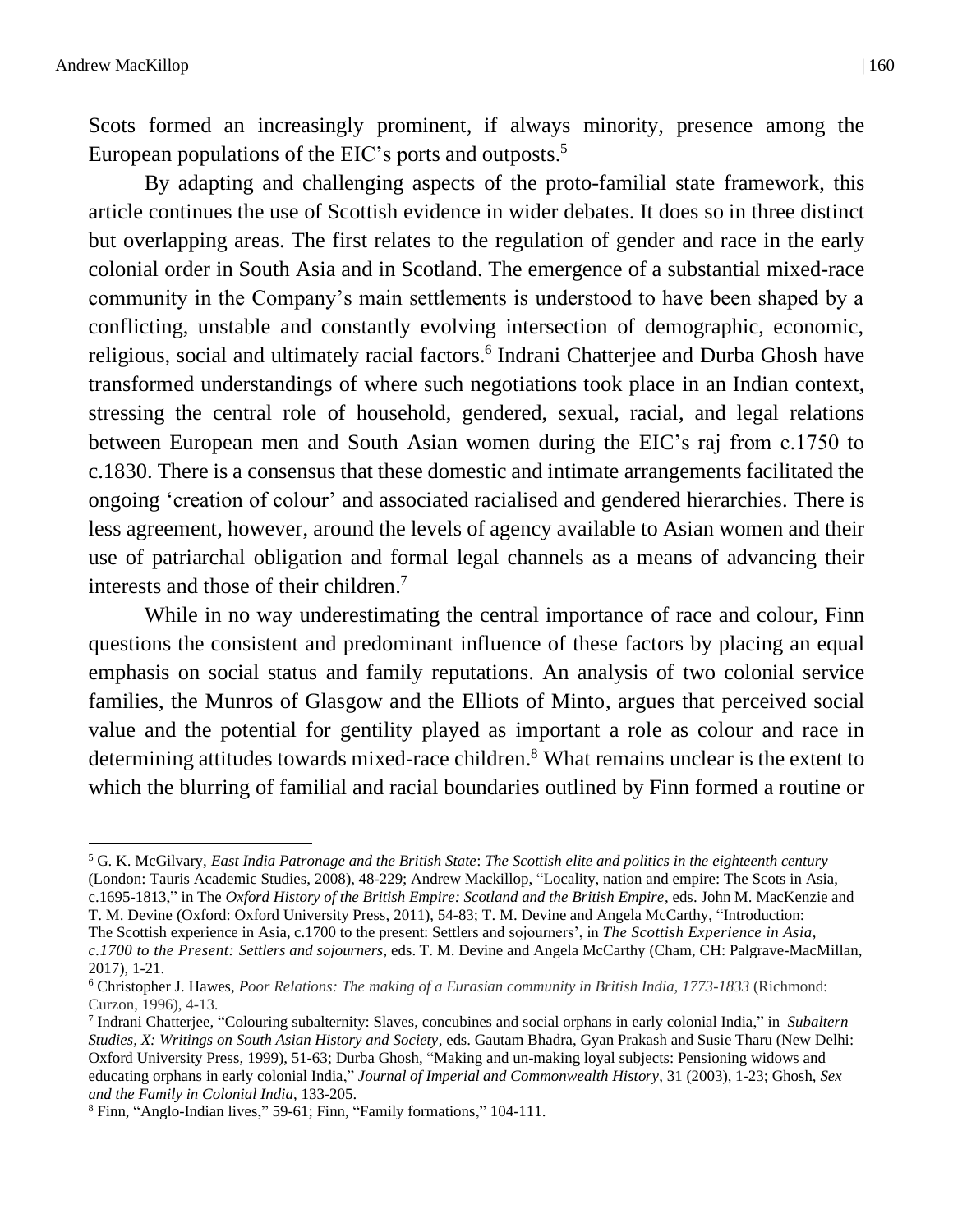Scots formed an increasingly prominent, if always minority, presence among the European populations of the EIC's ports and outposts.[5]

By adapting and challenging aspects of the proto-familial state framework, this article continues the use of Scottish evidence in wider debates. It does so in three distinct but overlapping areas. The first relates to the regulation of gender and race in the early colonial order in South Asia and in Scotland. The emergence of a substantial mixed-race community in the Company's main settlements is understood to have been shaped by a conflicting, unstable and constantly evolving intersection of demographic, economic, religious, social and ultimately racial factors.[6] Indrani Chatterjee and Durba Ghosh have transformed understandings of where such negotiations took place in an Indian context, stressing the central role of household, gendered, sexual, racial, and legal relations between European men and South Asian women during the EIC's raj from c.1750 to c.1830. There is a consensus that these domestic and intimate arrangements facilitated the ongoing 'creation of colour' and associated racialised and gendered hierarchies. There is less agreement, however, around the levels of agency available to Asian women and their use of patriarchal obligation and formal legal channels as a means of advancing their interests and those of their children.[7]

While in no way underestimating the central importance of race and colour, Finn questions the consistent and predominant influence of these factors by placing an equal emphasis on social status and family reputations. An analysis of two colonial service families, the Munros of Glasgow and the Elliots of Minto, argues that perceived social value and the potential for gentility played as important a role as colour and race in determining attitudes towards mixed-race children.[8] What remains unclear is the extent to which the blurring of familial and racial boundaries outlined by Finn formed a routine or

---

[5] G. K. McGilvary, *East India Patronage and the British State*: *The Scottish elite and politics in the eighteenth century* (London: Tauris Academic Studies, 2008), 48-229; Andrew Mackillop, "Locality, nation and empire: The Scots in Asia, c.1695-1813," in The *Oxford History of the British Empire: Scotland and the British Empire*, eds. John M. MacKenzie and T. M. Devine (Oxford: Oxford University Press, 2011), 54-83; T. M. Devine and Angela McCarthy, "Introduction: The Scottish experience in Asia, c.1700 to the present: Settlers and sojourners', in *The Scottish Experience in Asia, c.1700 to the Present: Settlers and sojourners*, eds. T. M. Devine and Angela McCarthy (Cham, CH: Palgrave-MacMillan, 2017), 1-21.

[6] Christopher J. Hawes, *Poor Relations: The making of a Eurasian community in British India, 1773-1833* (Richmond: Curzon, 1996), 4-13.

[7] Indrani Chatterjee, "Colouring subalternity: Slaves, concubines and social orphans in early colonial India," in *Subaltern Studies, X: Writings on South Asian History and Society*, eds. Gautam Bhadra, Gyan Prakash and Susie Tharu (New Delhi: Oxford University Press, 1999), 51-63; Durba Ghosh, "Making and un-making loyal subjects: Pensioning widows and educating orphans in early colonial India," *Journal of Imperial and Commonwealth History*, 31 (2003), 1-23; Ghosh, *Sex and the Family in Colonial India*, 133-205.

[8] Finn, "Anglo-Indian lives," 59-61; Finn, "Family formations," 104-111.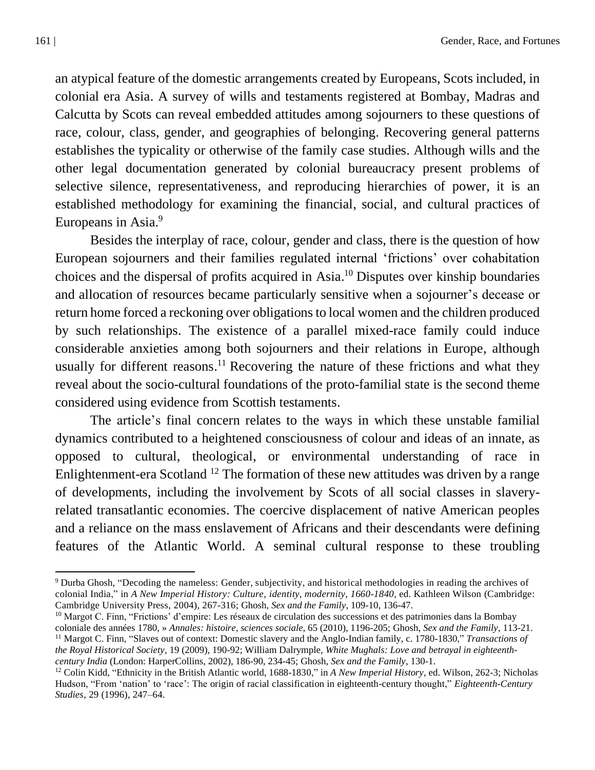an atypical feature of the domestic arrangements created by Europeans, Scots included, in colonial era Asia. A survey of wills and testaments registered at Bombay, Madras and Calcutta by Scots can reveal embedded attitudes among sojourners to these questions of race, colour, class, gender, and geographies of belonging. Recovering general patterns establishes the typicality or otherwise of the family case studies. Although wills and the other legal documentation generated by colonial bureaucracy present problems of selective silence, representativeness, and reproducing hierarchies of power, it is an established methodology for examining the financial, social, and cultural practices of Europeans in Asia.[9]

Besides the interplay of race, colour, gender and class, there is the question of how European sojourners and their families regulated internal 'frictions' over cohabitation choices and the dispersal of profits acquired in Asia.[10] Disputes over kinship boundaries and allocation of resources became particularly sensitive when a sojourner's decease or return home forced a reckoning over obligations to local women and the children produced by such relationships. The existence of a parallel mixed-race family could induce considerable anxieties among both sojourners and their relations in Europe, although usually for different reasons.[11] Recovering the nature of these frictions and what they reveal about the socio-cultural foundations of the proto-familial state is the second theme considered using evidence from Scottish testaments.

The article's final concern relates to the ways in which these unstable familial dynamics contributed to a heightened consciousness of colour and ideas of an innate, as opposed to cultural, theological, or environmental understanding of race in Enlightenment-era Scotland [12] The formation of these new attitudes was driven by a range of developments, including the involvement by Scots of all social classes in slavery-related transatlantic economies. The coercive displacement of native American peoples and a reliance on the mass enslavement of Africans and their descendants were defining features of the Atlantic World. A seminal cultural response to these troubling

---

[9] Durba Ghosh, "Decoding the nameless: Gender, subjectivity, and historical methodologies in reading the archives of colonial India," in *A New Imperial History: Culture, identity, modernity, 1660-1840*, ed. Kathleen Wilson (Cambridge: Cambridge University Press, 2004), 267-316; Ghosh, *Sex and the Family*, 109-10, 136-47.

[10] Margot C. Finn, "Frictions' d'empire: Les réseaux de circulation des successions et des patrimonies dans la Bombay coloniale des années 1780, » *Annales: histoire, sciences sociale*, 65 (2010), 1196-205; Ghosh, *Sex and the Family*, 113-21.

[11] Margot C. Finn, "Slaves out of context: Domestic slavery and the Anglo-Indian family, c. 1780-1830," *Transactions of the Royal Historical Society*, 19 (2009), 190-92; William Dalrymple, *White Mughals: Love and betrayal in eighteenth-century India* (London: HarperCollins, 2002), 186-90, 234-45; Ghosh, *Sex and the Family*, 130-1.

[12] Colin Kidd, "Ethnicity in the British Atlantic world, 1688-1830," in *A New Imperial History*, ed. Wilson, 262-3; Nicholas Hudson, "From 'nation' to 'race': The origin of racial classification in eighteenth-century thought," *Eighteenth-Century Studies*, 29 (1996), 247–64.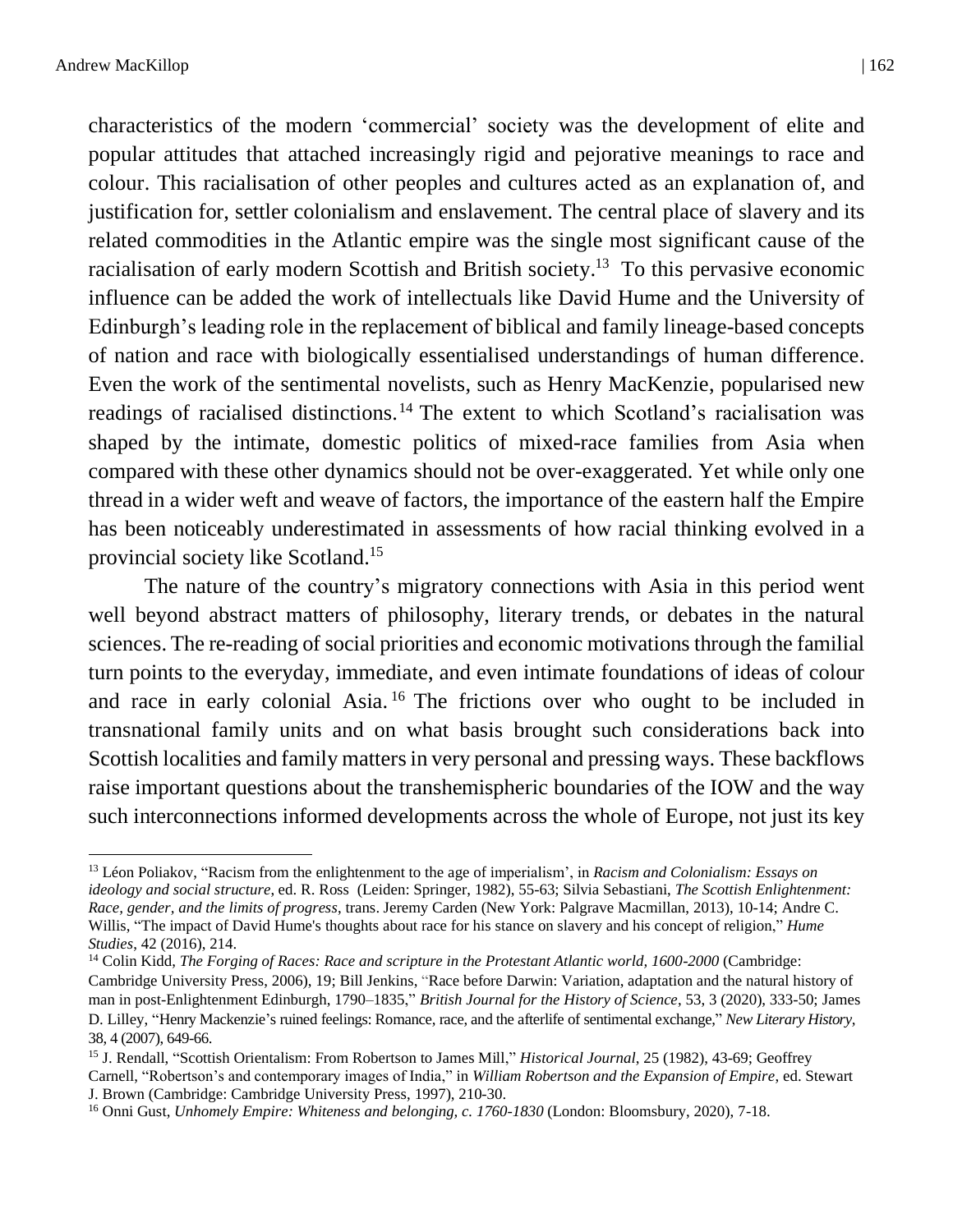characteristics of the modern 'commercial' society was the development of elite and popular attitudes that attached increasingly rigid and pejorative meanings to race and colour. This racialisation of other peoples and cultures acted as an explanation of, and justification for, settler colonialism and enslavement. The central place of slavery and its related commodities in the Atlantic empire was the single most significant cause of the racialisation of early modern Scottish and British society.[13] To this pervasive economic influence can be added the work of intellectuals like David Hume and the University of Edinburgh's leading role in the replacement of biblical and family lineage-based concepts of nation and race with biologically essentialised understandings of human difference. Even the work of the sentimental novelists, such as Henry MacKenzie, popularised new readings of racialised distinctions.[14] The extent to which Scotland's racialisation was shaped by the intimate, domestic politics of mixed-race families from Asia when compared with these other dynamics should not be over-exaggerated. Yet while only one thread in a wider weft and weave of factors, the importance of the eastern half the Empire has been noticeably underestimated in assessments of how racial thinking evolved in a provincial society like Scotland.[15]

The nature of the country's migratory connections with Asia in this period went well beyond abstract matters of philosophy, literary trends, or debates in the natural sciences. The re-reading of social priorities and economic motivations through the familial turn points to the everyday, immediate, and even intimate foundations of ideas of colour and race in early colonial Asia.[16] The frictions over who ought to be included in transnational family units and on what basis brought such considerations back into Scottish localities and family matters in very personal and pressing ways. These backflows raise important questions about the transhemispheric boundaries of the IOW and the way such interconnections informed developments across the whole of Europe, not just its key

---

[13] Léon Poliakov, "Racism from the enlightenment to the age of imperialism', in *Racism and Colonialism: Essays on ideology and social structure*, ed. R. Ross (Leiden: Springer, 1982), 55-63; Silvia Sebastiani, *The Scottish Enlightenment: Race, gender, and the limits of progress*, trans. Jeremy Carden (New York: Palgrave Macmillan, 2013), 10-14; Andre C. Willis, "The impact of David Hume's thoughts about race for his stance on slavery and his concept of religion," *Hume Studies*, 42 (2016), 214.

[14] Colin Kidd, *The Forging of Races: Race and scripture in the Protestant Atlantic world, 1600-2000* (Cambridge: Cambridge University Press, 2006), 19; Bill Jenkins, "Race before Darwin: Variation, adaptation and the natural history of man in post-Enlightenment Edinburgh, 1790–1835," *British Journal for the History of Science*, 53, 3 (2020), 333-50; James D. Lilley, "Henry Mackenzie's ruined feelings: Romance, race, and the afterlife of sentimental exchange," *New Literary History*, 38, 4 (2007), 649-66.

[15] J. Rendall, "Scottish Orientalism: From Robertson to James Mill," *Historical Journal*, 25 (1982), 43-69; Geoffrey Carnell, "Robertson's and contemporary images of India," in *William Robertson and the Expansion of Empire*, ed. Stewart J. Brown (Cambridge: Cambridge University Press, 1997), 210-30.

[16] Onni Gust, *Unhomely Empire: Whiteness and belonging, c. 1760-1830* (London: Bloomsbury, 2020), 7-18.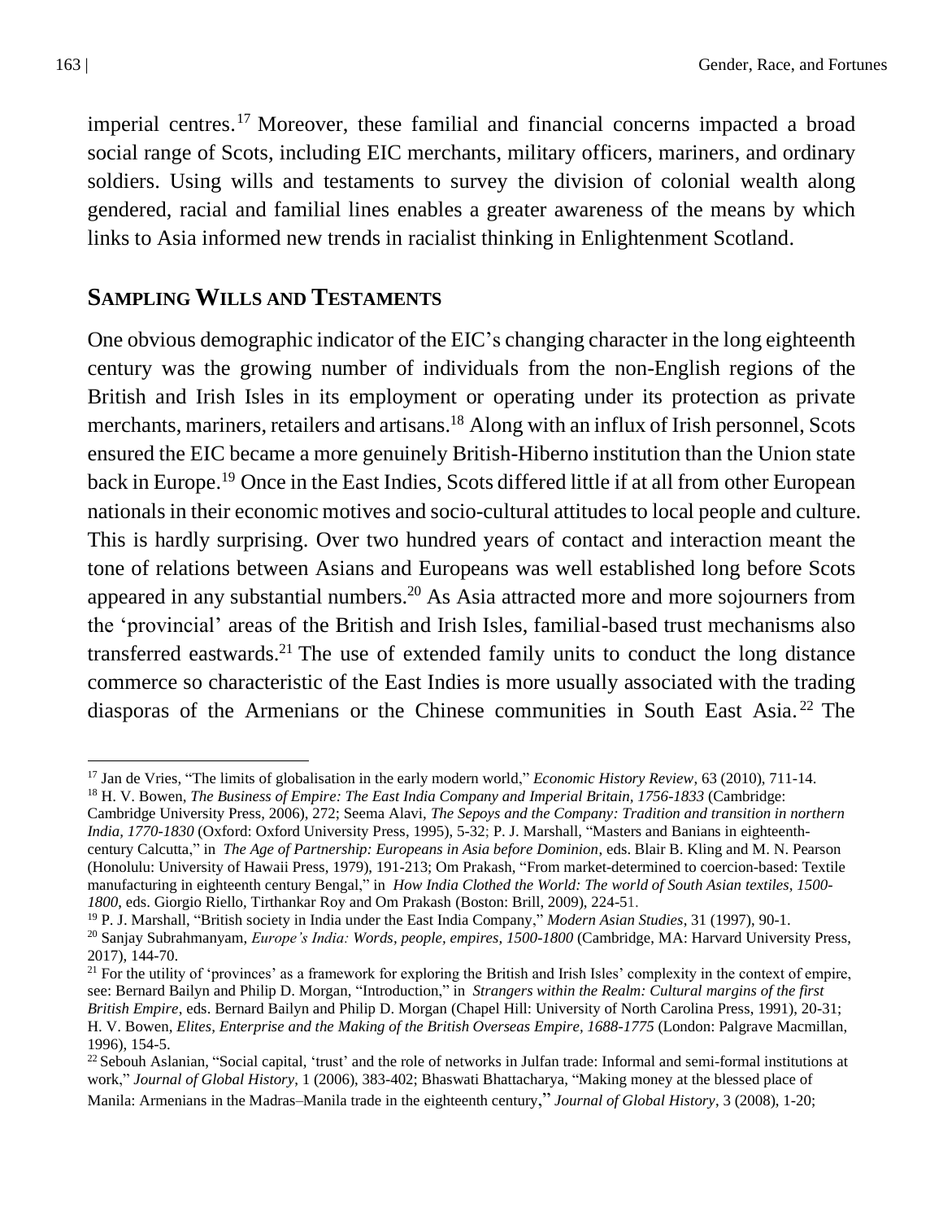imperial centres.[17] Moreover, these familial and financial concerns impacted a broad social range of Scots, including EIC merchants, military officers, mariners, and ordinary soldiers. Using wills and testaments to survey the division of colonial wealth along gendered, racial and familial lines enables a greater awareness of the means by which links to Asia informed new trends in racialist thinking in Enlightenment Scotland.

## SAMPLING WILLS AND TESTAMENTS

One obvious demographic indicator of the EIC's changing character in the long eighteenth century was the growing number of individuals from the non-English regions of the British and Irish Isles in its employment or operating under its protection as private merchants, mariners, retailers and artisans.[18] Along with an influx of Irish personnel, Scots ensured the EIC became a more genuinely British-Hiberno institution than the Union state back in Europe.[19] Once in the East Indies, Scots differed little if at all from other European nationals in their economic motives and socio-cultural attitudes to local people and culture. This is hardly surprising. Over two hundred years of contact and interaction meant the tone of relations between Asians and Europeans was well established long before Scots appeared in any substantial numbers.[20] As Asia attracted more and more sojourners from the 'provincial' areas of the British and Irish Isles, familial-based trust mechanisms also transferred eastwards.[21] The use of extended family units to conduct the long distance commerce so characteristic of the East Indies is more usually associated with the trading diasporas of the Armenians or the Chinese communities in South East Asia.[22] The

---

[17] Jan de Vries, "The limits of globalisation in the early modern world," *Economic History Review*, 63 (2010), 711-14.

[18] H. V. Bowen, *The Business of Empire: The East India Company and Imperial Britain, 1756-1833* (Cambridge: Cambridge University Press, 2006), 272; Seema Alavi, *The Sepoys and the Company: Tradition and transition in northern India, 1770-1830* (Oxford: Oxford University Press, 1995), 5-32; P. J. Marshall, "Masters and Banians in eighteenth-century Calcutta," in *The Age of Partnership: Europeans in Asia before Dominion*, eds. Blair B. Kling and M. N. Pearson (Honolulu: University of Hawaii Press, 1979), 191-213; Om Prakash, "From market-determined to coercion-based: Textile manufacturing in eighteenth century Bengal," in *How India Clothed the World: The world of South Asian textiles, 1500-1800*, eds. Giorgio Riello, Tirthankar Roy and Om Prakash (Boston: Brill, 2009), 224-51.

[19] P. J. Marshall, "British society in India under the East India Company," *Modern Asian Studies*, 31 (1997), 90-1.

[20] Sanjay Subrahmanyam, *Europe's India: Words, people, empires, 1500-1800* (Cambridge, MA: Harvard University Press, 2017), 144-70.

[21] For the utility of 'provinces' as a framework for exploring the British and Irish Isles' complexity in the context of empire, see: Bernard Bailyn and Philip D. Morgan, "Introduction," in *Strangers within the Realm: Cultural margins of the first British Empire*, eds. Bernard Bailyn and Philip D. Morgan (Chapel Hill: University of North Carolina Press, 1991), 20-31; H. V. Bowen, *Elites, Enterprise and the Making of the British Overseas Empire, 1688-1775* (London: Palgrave Macmillan, 1996), 154-5.

[22] Sebouh Aslanian, "Social capital, 'trust' and the role of networks in Julfan trade: Informal and semi-formal institutions at work," *Journal of Global History*, 1 (2006), 383-402; Bhaswati Bhattacharya, "Making money at the blessed place of Manila: Armenians in the Madras–Manila trade in the eighteenth century," *Journal of Global History*, 3 (2008), 1-20;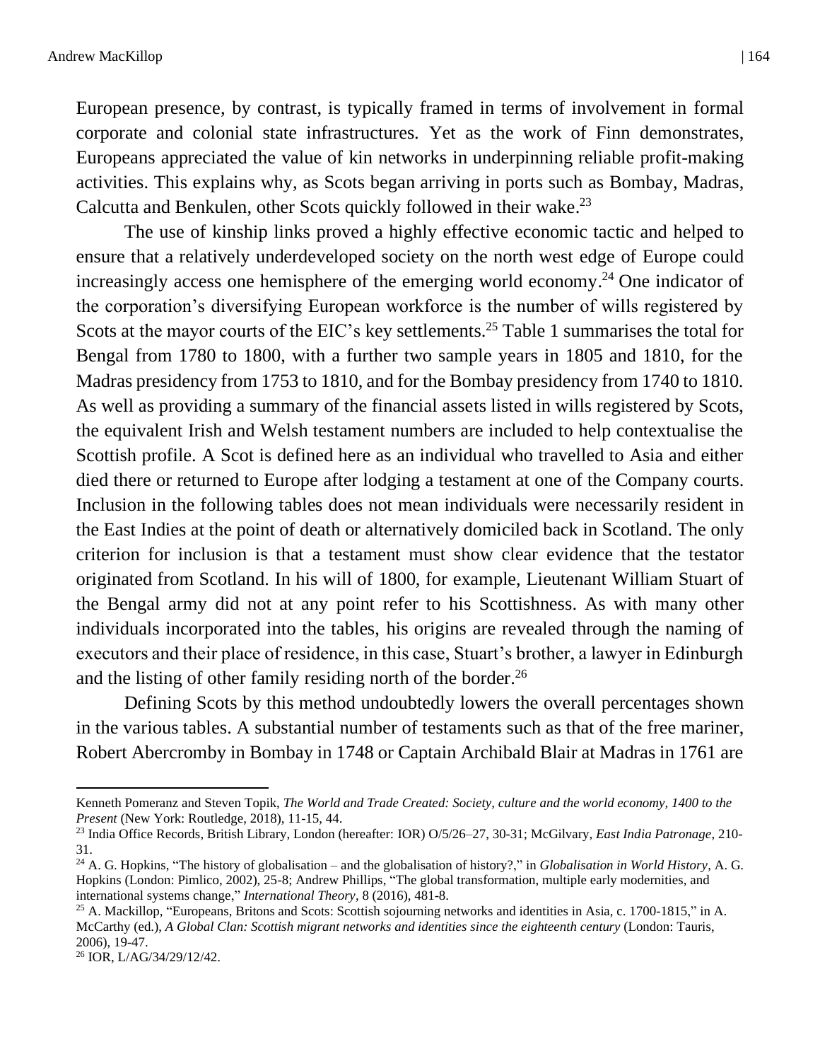European presence, by contrast, is typically framed in terms of involvement in formal corporate and colonial state infrastructures. Yet as the work of Finn demonstrates, Europeans appreciated the value of kin networks in underpinning reliable profit-making activities. This explains why, as Scots began arriving in ports such as Bombay, Madras, Calcutta and Benkulen, other Scots quickly followed in their wake.[23]

The use of kinship links proved a highly effective economic tactic and helped to ensure that a relatively underdeveloped society on the north west edge of Europe could increasingly access one hemisphere of the emerging world economy.[24] One indicator of the corporation's diversifying European workforce is the number of wills registered by Scots at the mayor courts of the EIC's key settlements.[25] Table 1 summarises the total for Bengal from 1780 to 1800, with a further two sample years in 1805 and 1810, for the Madras presidency from 1753 to 1810, and for the Bombay presidency from 1740 to 1810. As well as providing a summary of the financial assets listed in wills registered by Scots, the equivalent Irish and Welsh testament numbers are included to help contextualise the Scottish profile. A Scot is defined here as an individual who travelled to Asia and either died there or returned to Europe after lodging a testament at one of the Company courts. Inclusion in the following tables does not mean individuals were necessarily resident in the East Indies at the point of death or alternatively domiciled back in Scotland. The only criterion for inclusion is that a testament must show clear evidence that the testator originated from Scotland. In his will of 1800, for example, Lieutenant William Stuart of the Bengal army did not at any point refer to his Scottishness. As with many other individuals incorporated into the tables, his origins are revealed through the naming of executors and their place of residence, in this case, Stuart's brother, a lawyer in Edinburgh and the listing of other family residing north of the border.[26]

Defining Scots by this method undoubtedly lowers the overall percentages shown in the various tables. A substantial number of testaments such as that of the free mariner, Robert Abercromby in Bombay in 1748 or Captain Archibald Blair at Madras in 1761 are

---

Kenneth Pomeranz and Steven Topik, *The World and Trade Created: Society, culture and the world economy, 1400 to the Present* (New York: Routledge, 2018), 11-15, 44.

[23] India Office Records, British Library, London (hereafter: IOR) O/5/26–27, 30-31; McGilvary, *East India Patronage*, 210-31.

[24] A. G. Hopkins, "The history of globalisation – and the globalisation of history?," in *Globalisation in World History*, A. G. Hopkins (London: Pimlico, 2002), 25-8; Andrew Phillips, "The global transformation, multiple early modernities, and international systems change," *International Theory*, 8 (2016), 481-8.

[25] A. Mackillop, "Europeans, Britons and Scots: Scottish sojourning networks and identities in Asia, c. 1700-1815," in A. McCarthy (ed.), *A Global Clan: Scottish migrant networks and identities since the eighteenth century* (London: Tauris, 2006), 19-47.

[26] IOR, L/AG/34/29/12/42.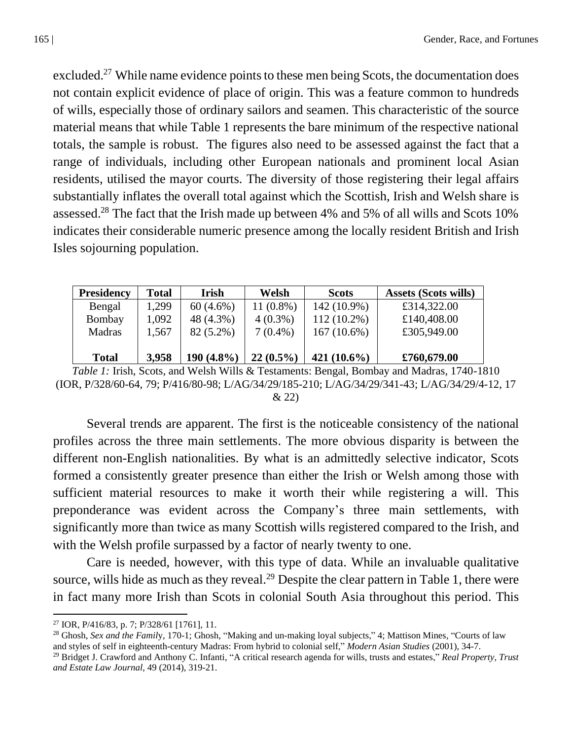excluded.[27] While name evidence points to these men being Scots, the documentation does not contain explicit evidence of place of origin. This was a feature common to hundreds of wills, especially those of ordinary sailors and seamen. This characteristic of the source material means that while Table 1 represents the bare minimum of the respective national totals, the sample is robust. The figures also need to be assessed against the fact that a range of individuals, including other European nationals and prominent local Asian residents, utilised the mayor courts. The diversity of those registering their legal affairs substantially inflates the overall total against which the Scottish, Irish and Welsh share is assessed.[28] The fact that the Irish made up between 4% and 5% of all wills and Scots 10% indicates their considerable numeric presence among the locally resident British and Irish Isles sojourning population.

| Presidency | Total | Irish | Welsh | Scots | Assets (Scots wills) |
|---|---|---|---|---|---|
| Bengal | 1,299 | 60 (4.6%) | 11 (0.8%) | 142 (10.9%) | £314,322.00 |
| Bombay | 1,092 | 48 (4.3%) | 4 (0.3%) | 112 (10.2%) | £140,408.00 |
| Madras | 1,567 | 82 (5.2%) | 7 (0.4%) | 167 (10.6%) | £305,949.00 |
| **Total** | **3,958** | **190 (4.8%)** | **22 (0.5%)** | **421 (10.6%)** | **£760,679.00** |

*Table 1:* Irish, Scots, and Welsh Wills & Testaments: Bengal, Bombay and Madras, 1740-1810 (IOR, P/328/60-64, 79; P/416/80-98; L/AG/34/29/185-210; L/AG/34/29/341-43; L/AG/34/29/4-12, 17 & 22)

Several trends are apparent. The first is the noticeable consistency of the national profiles across the three main settlements. The more obvious disparity is between the different non-English nationalities. By what is an admittedly selective indicator, Scots formed a consistently greater presence than either the Irish or Welsh among those with sufficient material resources to make it worth their while registering a will. This preponderance was evident across the Company's three main settlements, with significantly more than twice as many Scottish wills registered compared to the Irish, and with the Welsh profile surpassed by a factor of nearly twenty to one.

Care is needed, however, with this type of data. While an invaluable qualitative source, wills hide as much as they reveal.[29] Despite the clear pattern in Table 1, there were in fact many more Irish than Scots in colonial South Asia throughout this period. This

[27] IOR, P/416/83, p. 7; P/328/61 [1761], 11.

[28] Ghosh, *Sex and the Family*, 170-1; Ghosh, "Making and un-making loyal subjects," 4; Mattison Mines, "Courts of law and styles of self in eighteenth-century Madras: From hybrid to colonial self," *Modern Asian Studies* (2001), 34-7.

[29] Bridget J. Crawford and Anthony C. Infanti, "A critical research agenda for wills, trusts and estates," *Real Property, Trust and Estate Law Journal*, 49 (2014), 319-21.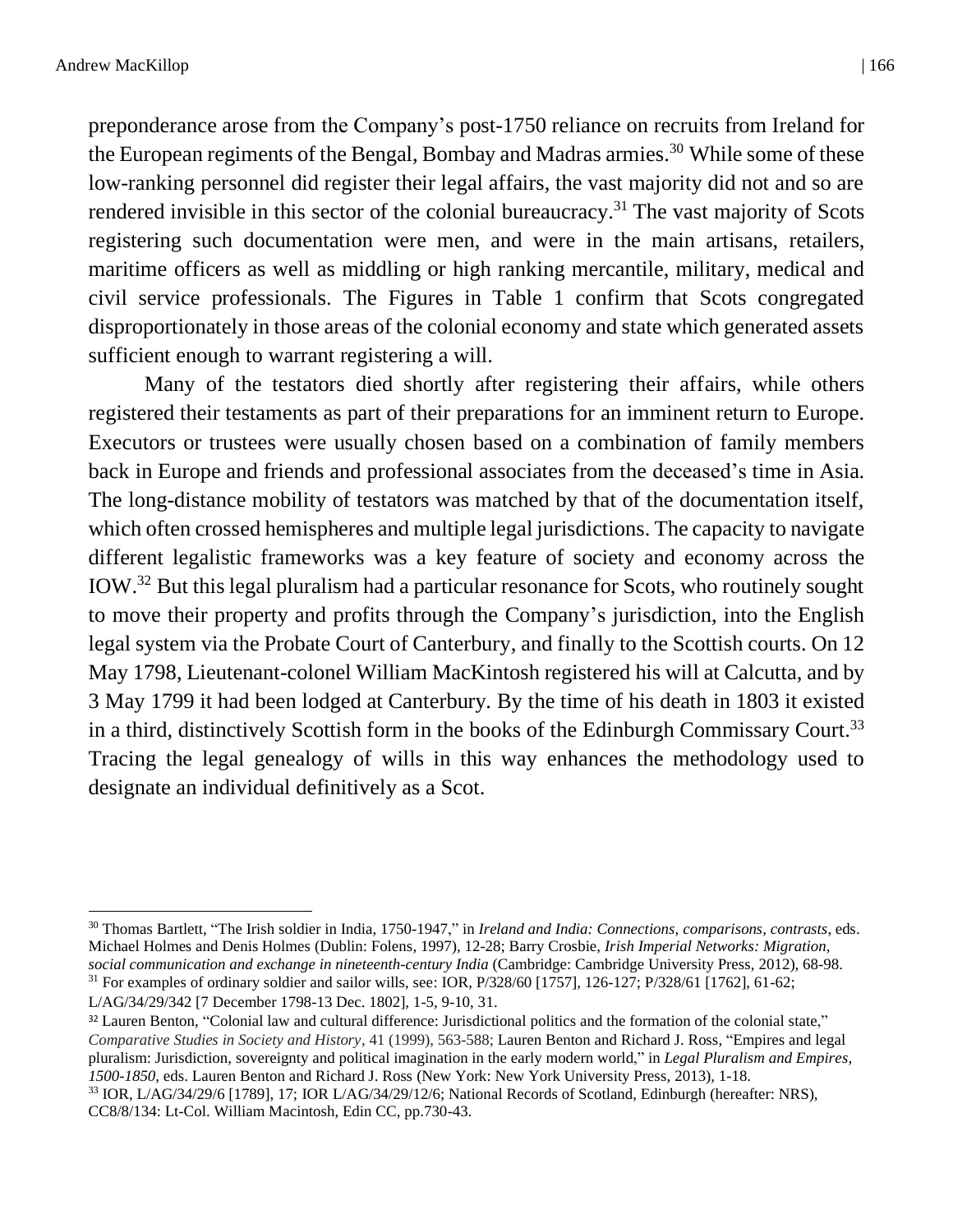preponderance arose from the Company's post-1750 reliance on recruits from Ireland for the European regiments of the Bengal, Bombay and Madras armies.[30] While some of these low-ranking personnel did register their legal affairs, the vast majority did not and so are rendered invisible in this sector of the colonial bureaucracy.[31] The vast majority of Scots registering such documentation were men, and were in the main artisans, retailers, maritime officers as well as middling or high ranking mercantile, military, medical and civil service professionals. The Figures in Table 1 confirm that Scots congregated disproportionately in those areas of the colonial economy and state which generated assets sufficient enough to warrant registering a will.

Many of the testators died shortly after registering their affairs, while others registered their testaments as part of their preparations for an imminent return to Europe. Executors or trustees were usually chosen based on a combination of family members back in Europe and friends and professional associates from the deceased's time in Asia. The long-distance mobility of testators was matched by that of the documentation itself, which often crossed hemispheres and multiple legal jurisdictions. The capacity to navigate different legalistic frameworks was a key feature of society and economy across the IOW.[32] But this legal pluralism had a particular resonance for Scots, who routinely sought to move their property and profits through the Company's jurisdiction, into the English legal system via the Probate Court of Canterbury, and finally to the Scottish courts. On 12 May 1798, Lieutenant-colonel William MacKintosh registered his will at Calcutta, and by 3 May 1799 it had been lodged at Canterbury. By the time of his death in 1803 it existed in a third, distinctively Scottish form in the books of the Edinburgh Commissary Court.[33] Tracing the legal genealogy of wills in this way enhances the methodology used to designate an individual definitively as a Scot.

---

[30] Thomas Bartlett, "The Irish soldier in India, 1750-1947," in *Ireland and India: Connections, comparisons, contrasts*, eds. Michael Holmes and Denis Holmes (Dublin: Folens, 1997), 12-28; Barry Crosbie, *Irish Imperial Networks: Migration, social communication and exchange in nineteenth-century India* (Cambridge: Cambridge University Press, 2012), 68-98.

[31] For examples of ordinary soldier and sailor wills, see: IOR, P/328/60 [1757], 126-127; P/328/61 [1762], 61-62; L/AG/34/29/342 [7 December 1798-13 Dec. 1802], 1-5, 9-10, 31.

[32] Lauren Benton, "Colonial law and cultural difference: Jurisdictional politics and the formation of the colonial state," *Comparative Studies in Society and History*, 41 (1999), 563-588; Lauren Benton and Richard J. Ross, "Empires and legal pluralism: Jurisdiction, sovereignty and political imagination in the early modern world," in *Legal Pluralism and Empires, 1500-1850*, eds. Lauren Benton and Richard J. Ross (New York: New York University Press, 2013), 1-18.

[33] IOR, L/AG/34/29/6 [1789], 17; IOR L/AG/34/29/12/6; National Records of Scotland, Edinburgh (hereafter: NRS), CC8/8/134: Lt-Col. William Macintosh, Edin CC, pp.730-43.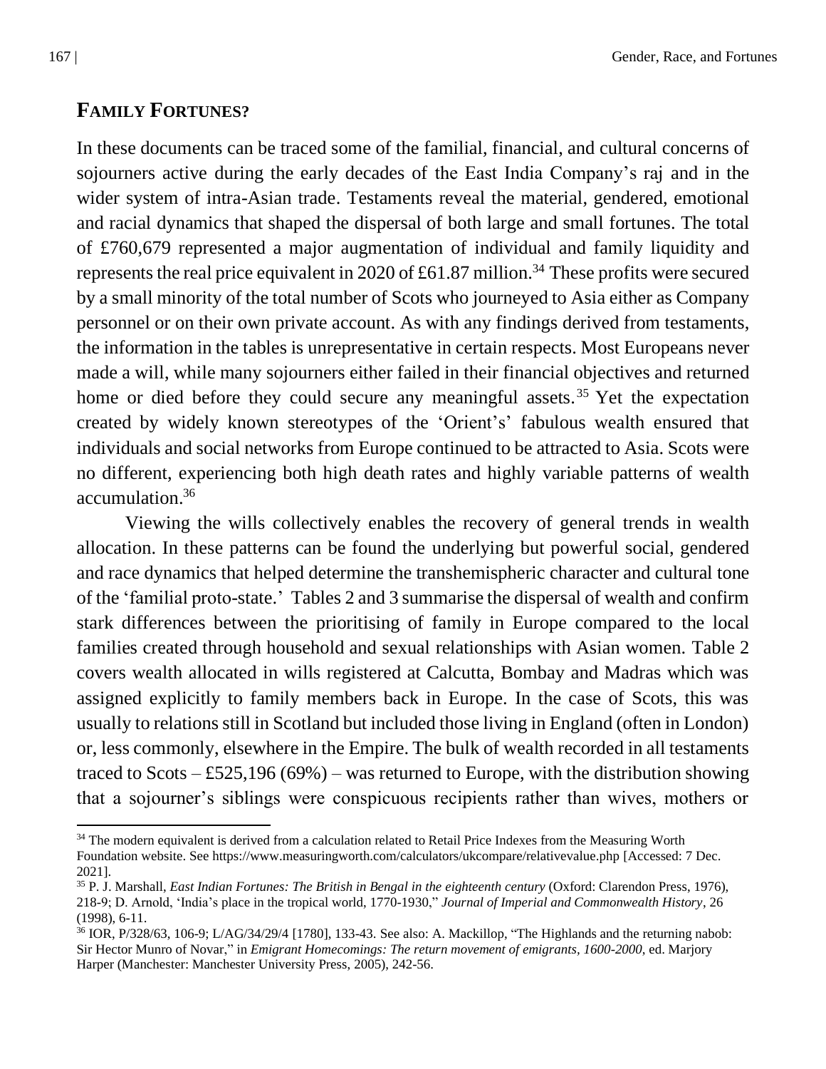## FAMILY FORTUNES?

In these documents can be traced some of the familial, financial, and cultural concerns of sojourners active during the early decades of the East India Company's raj and in the wider system of intra-Asian trade. Testaments reveal the material, gendered, emotional and racial dynamics that shaped the dispersal of both large and small fortunes. The total of £760,679 represented a major augmentation of individual and family liquidity and represents the real price equivalent in 2020 of £61.87 million.[34] These profits were secured by a small minority of the total number of Scots who journeyed to Asia either as Company personnel or on their own private account. As with any findings derived from testaments, the information in the tables is unrepresentative in certain respects. Most Europeans never made a will, while many sojourners either failed in their financial objectives and returned home or died before they could secure any meaningful assets.[35] Yet the expectation created by widely known stereotypes of the 'Orient's' fabulous wealth ensured that individuals and social networks from Europe continued to be attracted to Asia. Scots were no different, experiencing both high death rates and highly variable patterns of wealth accumulation.[36]

Viewing the wills collectively enables the recovery of general trends in wealth allocation. In these patterns can be found the underlying but powerful social, gendered and race dynamics that helped determine the transhemispheric character and cultural tone of the 'familial proto-state.' Tables 2 and 3 summarise the dispersal of wealth and confirm stark differences between the prioritising of family in Europe compared to the local families created through household and sexual relationships with Asian women. Table 2 covers wealth allocated in wills registered at Calcutta, Bombay and Madras which was assigned explicitly to family members back in Europe. In the case of Scots, this was usually to relations still in Scotland but included those living in England (often in London) or, less commonly, elsewhere in the Empire. The bulk of wealth recorded in all testaments traced to Scots – £525,196 (69%) – was returned to Europe, with the distribution showing that a sojourner's siblings were conspicuous recipients rather than wives, mothers or

---

[34] The modern equivalent is derived from a calculation related to Retail Price Indexes from the Measuring Worth Foundation website. See https://www.measuringworth.com/calculators/ukcompare/relativevalue.php [Accessed: 7 Dec. 2021].

[35] P. J. Marshall, *East Indian Fortunes: The British in Bengal in the eighteenth century* (Oxford: Clarendon Press, 1976), 218-9; D. Arnold, 'India's place in the tropical world, 1770-1930," *Journal of Imperial and Commonwealth History*, 26 (1998), 6-11.

[36] IOR, P/328/63, 106-9; L/AG/34/29/4 [1780], 133-43. See also: A. Mackillop, "The Highlands and the returning nabob: Sir Hector Munro of Novar," in *Emigrant Homecomings: The return movement of emigrants, 1600-2000*, ed. Marjory Harper (Manchester: Manchester University Press, 2005), 242-56.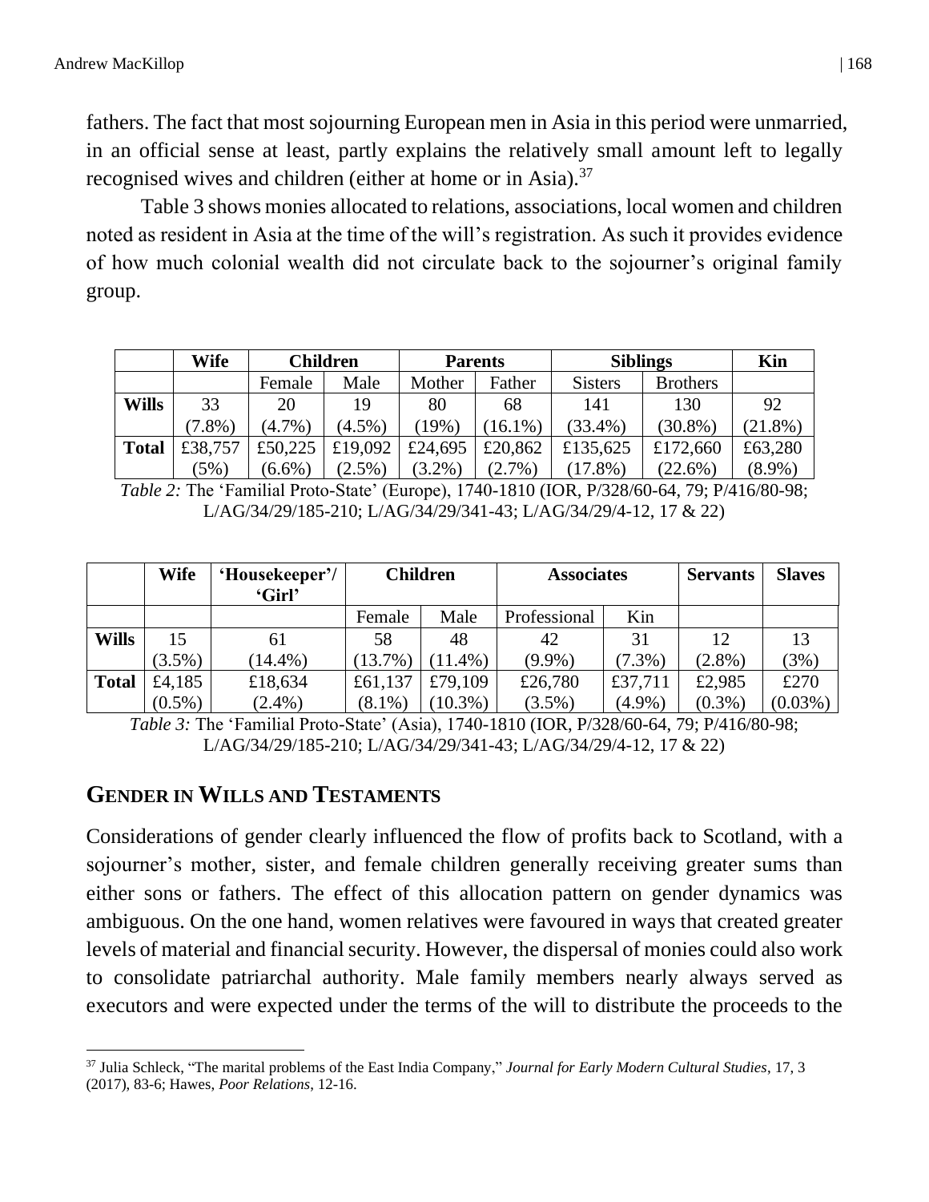fathers. The fact that most sojourning European men in Asia in this period were unmarried, in an official sense at least, partly explains the relatively small amount left to legally recognised wives and children (either at home or in Asia).[37]

Table 3 shows monies allocated to relations, associations, local women and children noted as resident in Asia at the time of the will's registration. As such it provides evidence of how much colonial wealth did not circulate back to the sojourner's original family group.

| | Wife | Children | | Parents | | Siblings | | Kin |
|---|---|---|---|---|---|---|---|---|
| | | Female | Male | Mother | Father | Sisters | Brothers | |
| **Wills** | 33 (7.8%) | 20 (4.7%) | 19 (4.5%) | 80 (19%) | 68 (16.1%) | 141 (33.4%) | 130 (30.8%) | 92 (21.8%) |
| **Total** | £38,757 (5%) | £50,225 (6.6%) | £19,092 (2.5%) | £24,695 (3.2%) | £20,862 (2.7%) | £135,625 (17.8%) | £172,660 (22.6%) | £63,280 (8.9%) |

*Table 2:* The 'Familial Proto-State' (Europe), 1740-1810 (IOR, P/328/60-64, 79; P/416/80-98; L/AG/34/29/185-210; L/AG/34/29/341-43; L/AG/34/29/4-12, 17 & 22)

| | Wife | 'Housekeeper'/ 'Girl' | Children | | Associates | | Servants | Slaves |
|---|---|---|---|---|---|---|---|---|
| | | | Female | Male | Professional | Kin | | |
| **Wills** | 15 (3.5%) | 61 (14.4%) | 58 (13.7%) | 48 (11.4%) | 42 (9.9%) | 31 (7.3%) | 12 (2.8%) | 13 (3%) |
| **Total** | £4,185 (0.5%) | £18,634 (2.4%) | £61,137 (8.1%) | £79,109 (10.3%) | £26,780 (3.5%) | £37,711 (4.9%) | £2,985 (0.3%) | £270 (0.03%) |

*Table 3:* The 'Familial Proto-State' (Asia), 1740-1810 (IOR, P/328/60-64, 79; P/416/80-98; L/AG/34/29/185-210; L/AG/34/29/341-43; L/AG/34/29/4-12, 17 & 22)

## GENDER IN WILLS AND TESTAMENTS

Considerations of gender clearly influenced the flow of profits back to Scotland, with a sojourner's mother, sister, and female children generally receiving greater sums than either sons or fathers. The effect of this allocation pattern on gender dynamics was ambiguous. On the one hand, women relatives were favoured in ways that created greater levels of material and financial security. However, the dispersal of monies could also work to consolidate patriarchal authority. Male family members nearly always served as executors and were expected under the terms of the will to distribute the proceeds to the

[37] Julia Schleck, "The marital problems of the East India Company," *Journal for Early Modern Cultural Studies*, 17, 3 (2017), 83-6; Hawes, *Poor Relations*, 12-16.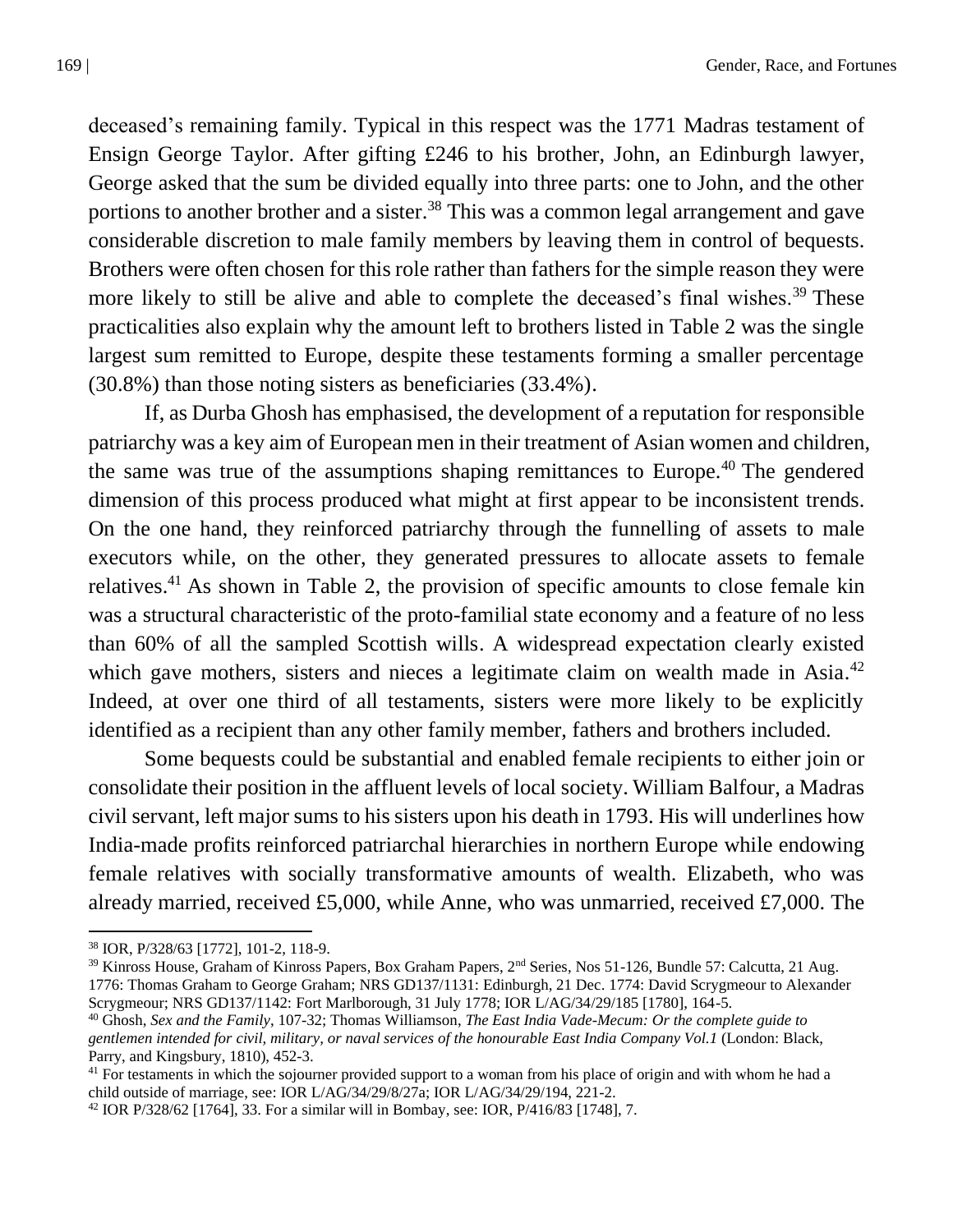deceased's remaining family. Typical in this respect was the 1771 Madras testament of Ensign George Taylor. After gifting £246 to his brother, John, an Edinburgh lawyer, George asked that the sum be divided equally into three parts: one to John, and the other portions to another brother and a sister.[38] This was a common legal arrangement and gave considerable discretion to male family members by leaving them in control of bequests. Brothers were often chosen for this role rather than fathers for the simple reason they were more likely to still be alive and able to complete the deceased's final wishes.[39] These practicalities also explain why the amount left to brothers listed in Table 2 was the single largest sum remitted to Europe, despite these testaments forming a smaller percentage (30.8%) than those noting sisters as beneficiaries (33.4%).

If, as Durba Ghosh has emphasised, the development of a reputation for responsible patriarchy was a key aim of European men in their treatment of Asian women and children, the same was true of the assumptions shaping remittances to Europe.[40] The gendered dimension of this process produced what might at first appear to be inconsistent trends. On the one hand, they reinforced patriarchy through the funnelling of assets to male executors while, on the other, they generated pressures to allocate assets to female relatives.[41] As shown in Table 2, the provision of specific amounts to close female kin was a structural characteristic of the proto-familial state economy and a feature of no less than 60% of all the sampled Scottish wills. A widespread expectation clearly existed which gave mothers, sisters and nieces a legitimate claim on wealth made in Asia.[42] Indeed, at over one third of all testaments, sisters were more likely to be explicitly identified as a recipient than any other family member, fathers and brothers included.

Some bequests could be substantial and enabled female recipients to either join or consolidate their position in the affluent levels of local society. William Balfour, a Madras civil servant, left major sums to his sisters upon his death in 1793. His will underlines how India-made profits reinforced patriarchal hierarchies in northern Europe while endowing female relatives with socially transformative amounts of wealth. Elizabeth, who was already married, received £5,000, while Anne, who was unmarried, received £7,000. The

---

[38] IOR, P/328/63 [1772], 101-2, 118-9.

[39] Kinross House, Graham of Kinross Papers, Box Graham Papers, 2nd Series, Nos 51-126, Bundle 57: Calcutta, 21 Aug. 1776: Thomas Graham to George Graham; NRS GD137/1131: Edinburgh, 21 Dec. 1774: David Scrygmeour to Alexander Scrygmeour; NRS GD137/1142: Fort Marlborough, 31 July 1778; IOR L/AG/34/29/185 [1780], 164-5.

[40] Ghosh, *Sex and the Family*, 107-32; Thomas Williamson, *The East India Vade-Mecum: Or the complete guide to gentlemen intended for civil, military, or naval services of the honourable East India Company Vol.1* (London: Black, Parry, and Kingsbury, 1810), 452-3.

[41] For testaments in which the sojourner provided support to a woman from his place of origin and with whom he had a child outside of marriage, see: IOR L/AG/34/29/8/27a; IOR L/AG/34/29/194, 221-2.

[42] IOR P/328/62 [1764], 33. For a similar will in Bombay, see: IOR, P/416/83 [1748], 7.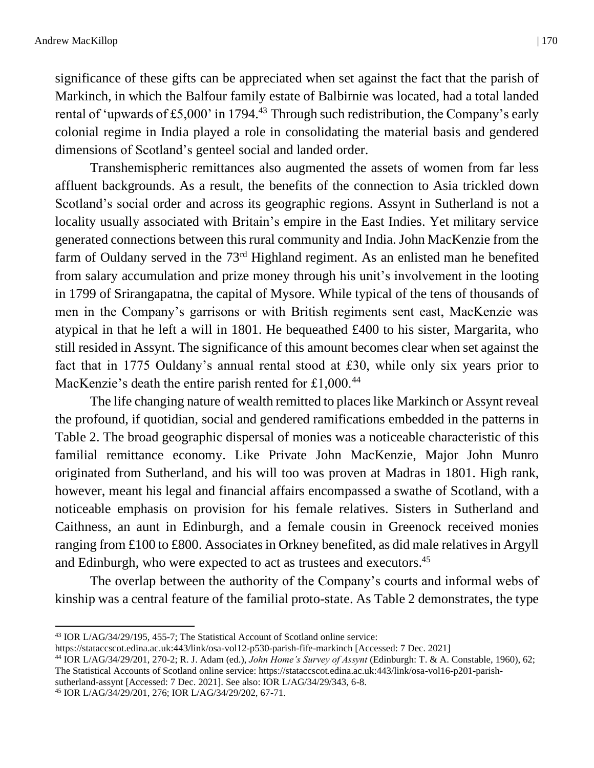significance of these gifts can be appreciated when set against the fact that the parish of Markinch, in which the Balfour family estate of Balbirnie was located, had a total landed rental of 'upwards of £5,000' in 1794.[43] Through such redistribution, the Company's early colonial regime in India played a role in consolidating the material basis and gendered dimensions of Scotland's genteel social and landed order.

Transhemispheric remittances also augmented the assets of women from far less affluent backgrounds. As a result, the benefits of the connection to Asia trickled down Scotland's social order and across its geographic regions. Assynt in Sutherland is not a locality usually associated with Britain's empire in the East Indies. Yet military service generated connections between this rural community and India. John MacKenzie from the farm of Ouldany served in the 73rd Highland regiment. As an enlisted man he benefited from salary accumulation and prize money through his unit's involvement in the looting in 1799 of Srirangapatna, the capital of Mysore. While typical of the tens of thousands of men in the Company's garrisons or with British regiments sent east, MacKenzie was atypical in that he left a will in 1801. He bequeathed £400 to his sister, Margarita, who still resided in Assynt. The significance of this amount becomes clear when set against the fact that in 1775 Ouldany's annual rental stood at £30, while only six years prior to MacKenzie's death the entire parish rented for £1,000.[44]

The life changing nature of wealth remitted to places like Markinch or Assynt reveal the profound, if quotidian, social and gendered ramifications embedded in the patterns in Table 2. The broad geographic dispersal of monies was a noticeable characteristic of this familial remittance economy. Like Private John MacKenzie, Major John Munro originated from Sutherland, and his will too was proven at Madras in 1801. High rank, however, meant his legal and financial affairs encompassed a swathe of Scotland, with a noticeable emphasis on provision for his female relatives. Sisters in Sutherland and Caithness, an aunt in Edinburgh, and a female cousin in Greenock received monies ranging from £100 to £800. Associates in Orkney benefited, as did male relatives in Argyll and Edinburgh, who were expected to act as trustees and executors.[45]

The overlap between the authority of the Company's courts and informal webs of kinship was a central feature of the familial proto-state. As Table 2 demonstrates, the type

---

[43] IOR L/AG/34/29/195, 455-7; The Statistical Account of Scotland online service: https://stataccscot.edina.ac.uk:443/link/osa-vol12-p530-parish-fife-markinch [Accessed: 7 Dec. 2021]

[44] IOR L/AG/34/29/201, 270-2; R. J. Adam (ed.), *John Home's Survey of Assynt* (Edinburgh: T. & A. Constable, 1960), 62; The Statistical Accounts of Scotland online service: https://stataccscot.edina.ac.uk:443/link/osa-vol16-p201-parish-sutherland-assynt [Accessed: 7 Dec. 2021]. See also: IOR L/AG/34/29/343, 6-8.

[45] IOR L/AG/34/29/201, 276; IOR L/AG/34/29/202, 67-71.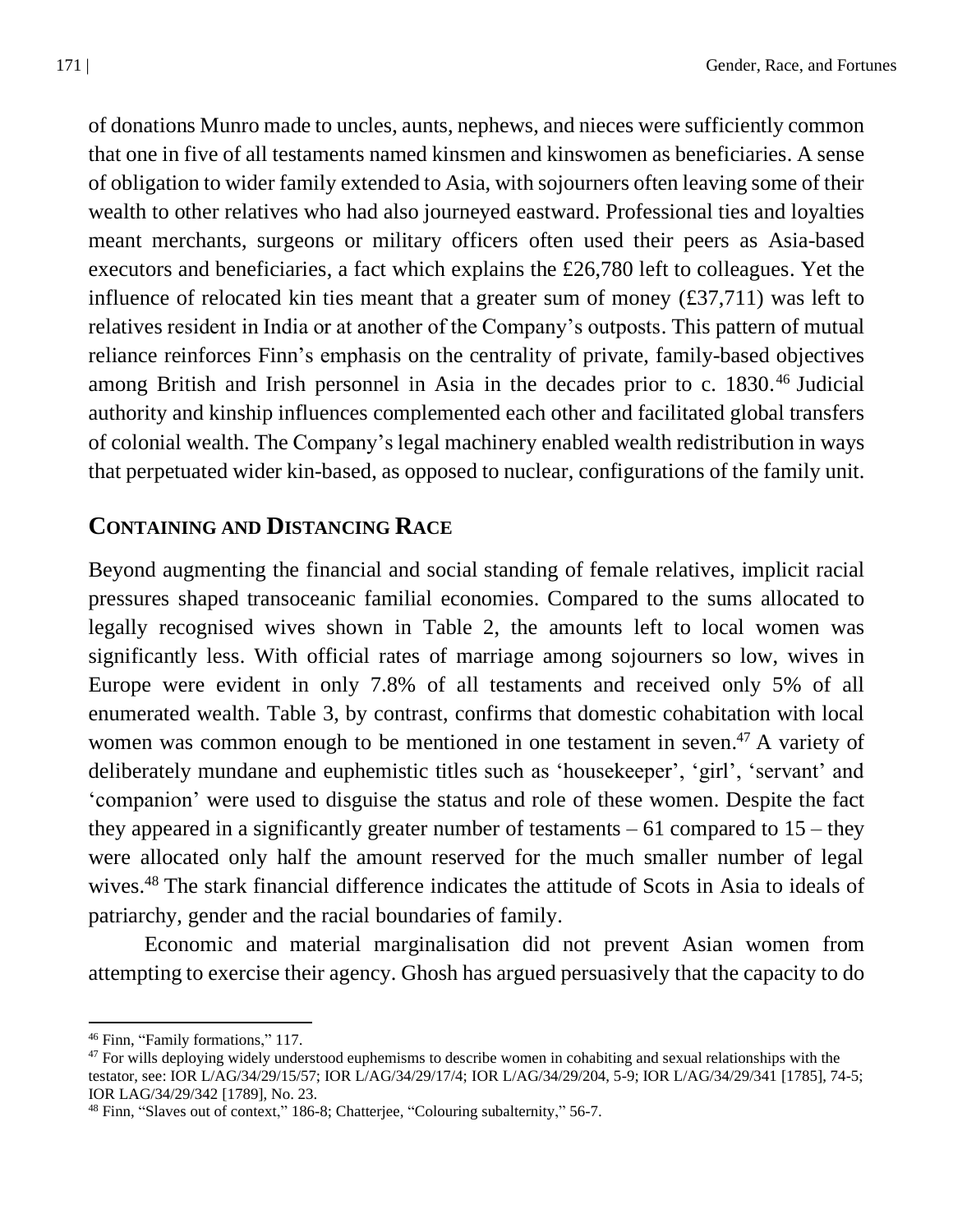of donations Munro made to uncles, aunts, nephews, and nieces were sufficiently common that one in five of all testaments named kinsmen and kinswomen as beneficiaries. A sense of obligation to wider family extended to Asia, with sojourners often leaving some of their wealth to other relatives who had also journeyed eastward. Professional ties and loyalties meant merchants, surgeons or military officers often used their peers as Asia-based executors and beneficiaries, a fact which explains the £26,780 left to colleagues. Yet the influence of relocated kin ties meant that a greater sum of money (£37,711) was left to relatives resident in India or at another of the Company's outposts. This pattern of mutual reliance reinforces Finn's emphasis on the centrality of private, family-based objectives among British and Irish personnel in Asia in the decades prior to c. 1830.[46] Judicial authority and kinship influences complemented each other and facilitated global transfers of colonial wealth. The Company's legal machinery enabled wealth redistribution in ways that perpetuated wider kin-based, as opposed to nuclear, configurations of the family unit.

## Containing and Distancing Race

Beyond augmenting the financial and social standing of female relatives, implicit racial pressures shaped transoceanic familial economies. Compared to the sums allocated to legally recognised wives shown in Table 2, the amounts left to local women was significantly less. With official rates of marriage among sojourners so low, wives in Europe were evident in only 7.8% of all testaments and received only 5% of all enumerated wealth. Table 3, by contrast, confirms that domestic cohabitation with local women was common enough to be mentioned in one testament in seven.[47] A variety of deliberately mundane and euphemistic titles such as 'housekeeper', 'girl', 'servant' and 'companion' were used to disguise the status and role of these women. Despite the fact they appeared in a significantly greater number of testaments – 61 compared to 15 – they were allocated only half the amount reserved for the much smaller number of legal wives.[48] The stark financial difference indicates the attitude of Scots in Asia to ideals of patriarchy, gender and the racial boundaries of family.

Economic and material marginalisation did not prevent Asian women from attempting to exercise their agency. Ghosh has argued persuasively that the capacity to do

---

[46] Finn, "Family formations," 117.

[47] For wills deploying widely understood euphemisms to describe women in cohabiting and sexual relationships with the testator, see: IOR L/AG/34/29/15/57; IOR L/AG/34/29/17/4; IOR L/AG/34/29/204, 5-9; IOR L/AG/34/29/341 [1785], 74-5; IOR LAG/34/29/342 [1789], No. 23.

[48] Finn, "Slaves out of context," 186-8; Chatterjee, "Colouring subalternity," 56-7.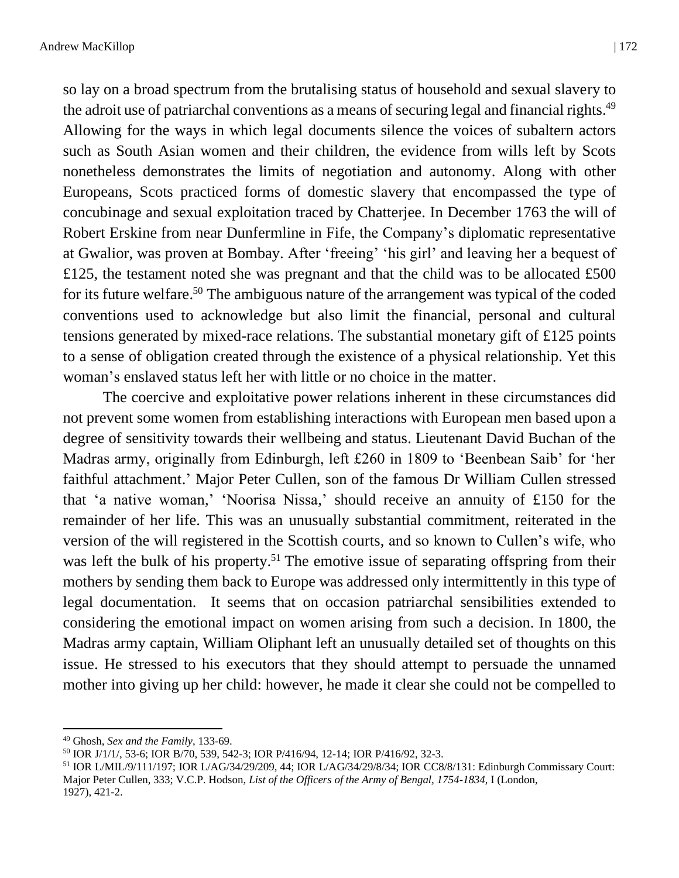so lay on a broad spectrum from the brutalising status of household and sexual slavery to the adroit use of patriarchal conventions as a means of securing legal and financial rights.[49] Allowing for the ways in which legal documents silence the voices of subaltern actors such as South Asian women and their children, the evidence from wills left by Scots nonetheless demonstrates the limits of negotiation and autonomy. Along with other Europeans, Scots practiced forms of domestic slavery that encompassed the type of concubinage and sexual exploitation traced by Chatterjee. In December 1763 the will of Robert Erskine from near Dunfermline in Fife, the Company's diplomatic representative at Gwalior, was proven at Bombay. After 'freeing' 'his girl' and leaving her a bequest of £125, the testament noted she was pregnant and that the child was to be allocated £500 for its future welfare.[50] The ambiguous nature of the arrangement was typical of the coded conventions used to acknowledge but also limit the financial, personal and cultural tensions generated by mixed-race relations. The substantial monetary gift of £125 points to a sense of obligation created through the existence of a physical relationship. Yet this woman's enslaved status left her with little or no choice in the matter.

The coercive and exploitative power relations inherent in these circumstances did not prevent some women from establishing interactions with European men based upon a degree of sensitivity towards their wellbeing and status. Lieutenant David Buchan of the Madras army, originally from Edinburgh, left £260 in 1809 to 'Beenbean Saib' for 'her faithful attachment.' Major Peter Cullen, son of the famous Dr William Cullen stressed that 'a native woman,' 'Noorisa Nissa,' should receive an annuity of £150 for the remainder of her life. This was an unusually substantial commitment, reiterated in the version of the will registered in the Scottish courts, and so known to Cullen's wife, who was left the bulk of his property.[51] The emotive issue of separating offspring from their mothers by sending them back to Europe was addressed only intermittently in this type of legal documentation. It seems that on occasion patriarchal sensibilities extended to considering the emotional impact on women arising from such a decision. In 1800, the Madras army captain, William Oliphant left an unusually detailed set of thoughts on this issue. He stressed to his executors that they should attempt to persuade the unnamed mother into giving up her child: however, he made it clear she could not be compelled to

---

[49] Ghosh, *Sex and the Family*, 133-69.

[50] IOR J/1/1/, 53-6; IOR B/70, 539, 542-3; IOR P/416/94, 12-14; IOR P/416/92, 32-3.

[51] IOR L/MIL/9/111/197; IOR L/AG/34/29/209, 44; IOR L/AG/34/29/8/34; IOR CC8/8/131: Edinburgh Commissary Court: Major Peter Cullen, 333; V.C.P. Hodson, *List of the Officers of the Army of Bengal, 1754-1834*, I (London, 1927), 421-2.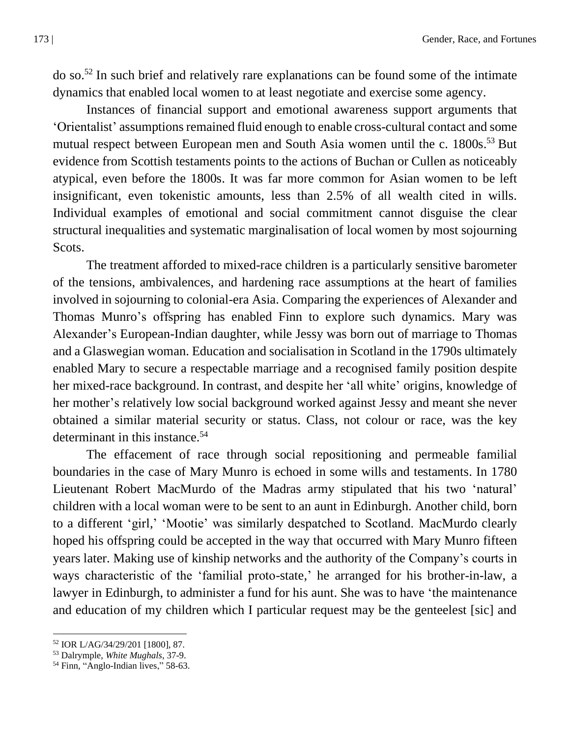do so.[52] In such brief and relatively rare explanations can be found some of the intimate dynamics that enabled local women to at least negotiate and exercise some agency.

Instances of financial support and emotional awareness support arguments that 'Orientalist' assumptions remained fluid enough to enable cross-cultural contact and some mutual respect between European men and South Asia women until the c. 1800s.[53] But evidence from Scottish testaments points to the actions of Buchan or Cullen as noticeably atypical, even before the 1800s. It was far more common for Asian women to be left insignificant, even tokenistic amounts, less than 2.5% of all wealth cited in wills. Individual examples of emotional and social commitment cannot disguise the clear structural inequalities and systematic marginalisation of local women by most sojourning Scots.

The treatment afforded to mixed-race children is a particularly sensitive barometer of the tensions, ambivalences, and hardening race assumptions at the heart of families involved in sojourning to colonial-era Asia. Comparing the experiences of Alexander and Thomas Munro's offspring has enabled Finn to explore such dynamics. Mary was Alexander's European-Indian daughter, while Jessy was born out of marriage to Thomas and a Glaswegian woman. Education and socialisation in Scotland in the 1790s ultimately enabled Mary to secure a respectable marriage and a recognised family position despite her mixed-race background. In contrast, and despite her 'all white' origins, knowledge of her mother's relatively low social background worked against Jessy and meant she never obtained a similar material security or status. Class, not colour or race, was the key determinant in this instance.[54]

The effacement of race through social repositioning and permeable familial boundaries in the case of Mary Munro is echoed in some wills and testaments. In 1780 Lieutenant Robert MacMurdo of the Madras army stipulated that his two 'natural' children with a local woman were to be sent to an aunt in Edinburgh. Another child, born to a different 'girl,' 'Mootie' was similarly despatched to Scotland. MacMurdo clearly hoped his offspring could be accepted in the way that occurred with Mary Munro fifteen years later. Making use of kinship networks and the authority of the Company's courts in ways characteristic of the 'familial proto-state,' he arranged for his brother-in-law, a lawyer in Edinburgh, to administer a fund for his aunt. She was to have 'the maintenance and education of my children which I particular request may be the genteelest [sic] and

---

[52] IOR L/AG/34/29/201 [1800], 87.

[53] Dalrymple, *White Mughals*, 37-9.

[54] Finn, "Anglo-Indian lives," 58-63.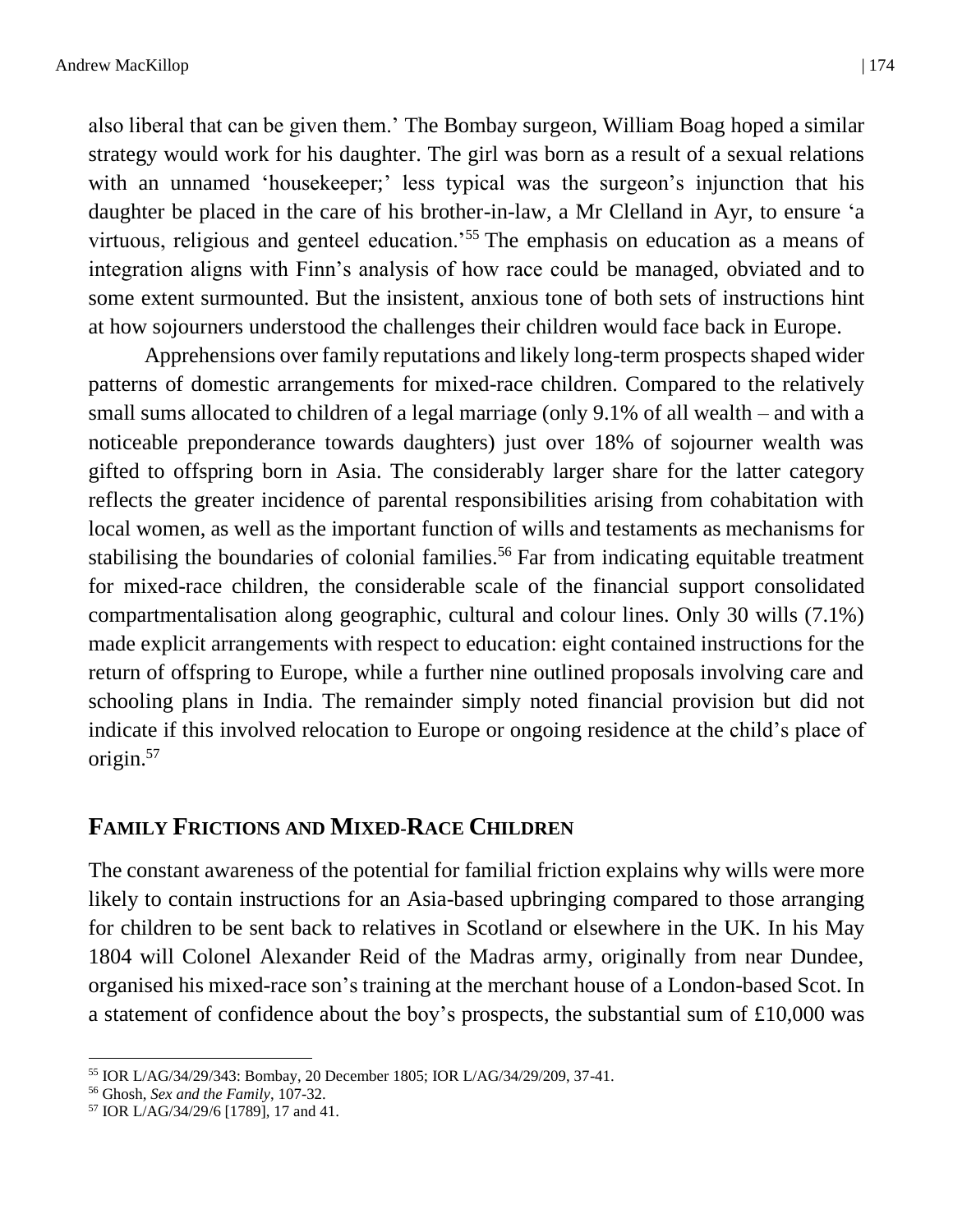also liberal that can be given them.' The Bombay surgeon, William Boag hoped a similar strategy would work for his daughter. The girl was born as a result of a sexual relations with an unnamed 'housekeeper;' less typical was the surgeon's injunction that his daughter be placed in the care of his brother-in-law, a Mr Clelland in Ayr, to ensure 'a virtuous, religious and genteel education.'[55] The emphasis on education as a means of integration aligns with Finn's analysis of how race could be managed, obviated and to some extent surmounted. But the insistent, anxious tone of both sets of instructions hint at how sojourners understood the challenges their children would face back in Europe.

Apprehensions over family reputations and likely long-term prospects shaped wider patterns of domestic arrangements for mixed-race children. Compared to the relatively small sums allocated to children of a legal marriage (only 9.1% of all wealth – and with a noticeable preponderance towards daughters) just over 18% of sojourner wealth was gifted to offspring born in Asia. The considerably larger share for the latter category reflects the greater incidence of parental responsibilities arising from cohabitation with local women, as well as the important function of wills and testaments as mechanisms for stabilising the boundaries of colonial families.[56] Far from indicating equitable treatment for mixed-race children, the considerable scale of the financial support consolidated compartmentalisation along geographic, cultural and colour lines. Only 30 wills (7.1%) made explicit arrangements with respect to education: eight contained instructions for the return of offspring to Europe, while a further nine outlined proposals involving care and schooling plans in India. The remainder simply noted financial provision but did not indicate if this involved relocation to Europe or ongoing residence at the child's place of origin.[57]

## FAMILY FRICTIONS AND MIXED-RACE CHILDREN

The constant awareness of the potential for familial friction explains why wills were more likely to contain instructions for an Asia-based upbringing compared to those arranging for children to be sent back to relatives in Scotland or elsewhere in the UK. In his May 1804 will Colonel Alexander Reid of the Madras army, originally from near Dundee, organised his mixed-race son's training at the merchant house of a London-based Scot. In a statement of confidence about the boy's prospects, the substantial sum of £10,000 was

---

[55] IOR L/AG/34/29/343: Bombay, 20 December 1805; IOR L/AG/34/29/209, 37-41.

[56] Ghosh, *Sex and the Family*, 107-32.

[57] IOR L/AG/34/29/6 [1789], 17 and 41.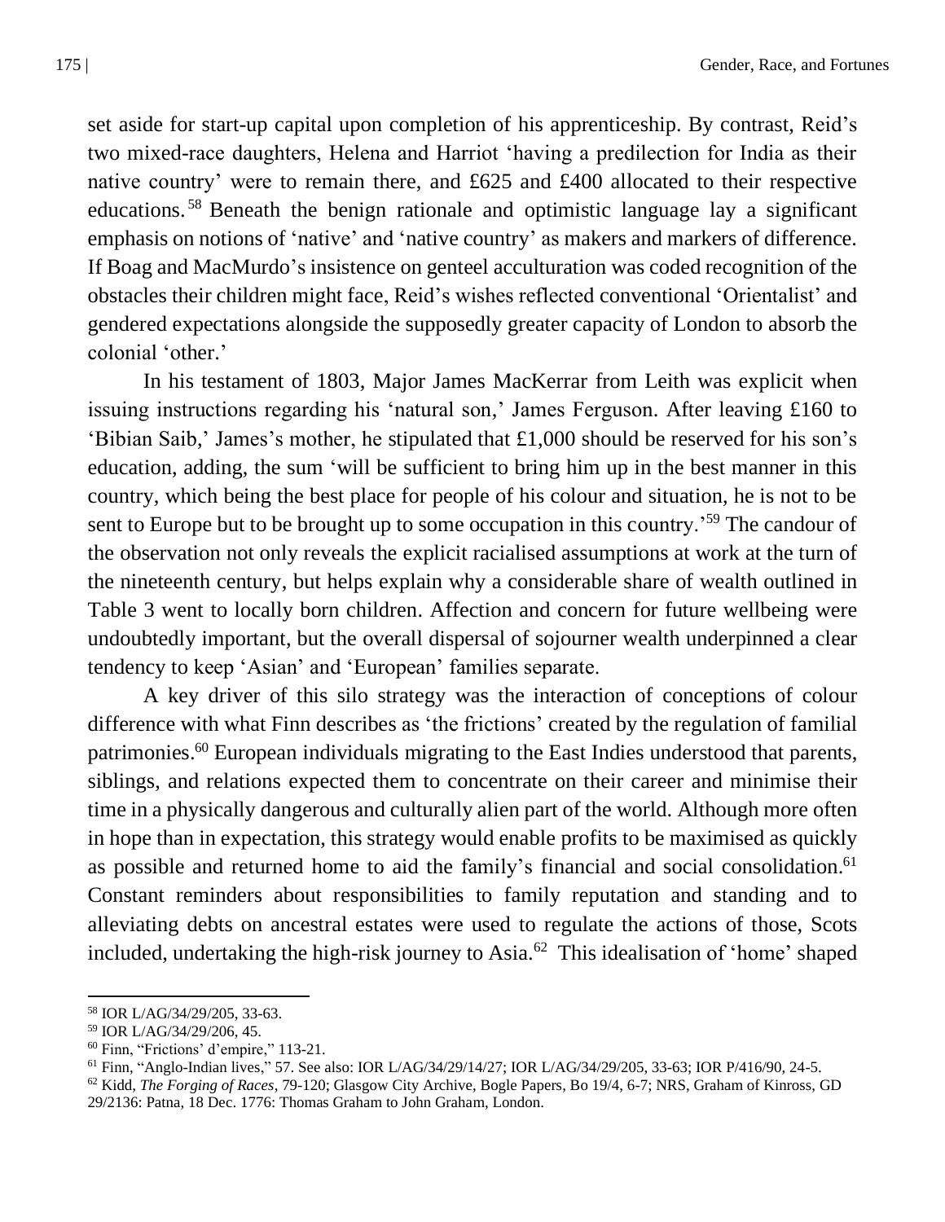set aside for start-up capital upon completion of his apprenticeship. By contrast, Reid's two mixed-race daughters, Helena and Harriot 'having a predilection for India as their native country' were to remain there, and £625 and £400 allocated to their respective educations.[58] Beneath the benign rationale and optimistic language lay a significant emphasis on notions of 'native' and 'native country' as makers and markers of difference. If Boag and MacMurdo's insistence on genteel acculturation was coded recognition of the obstacles their children might face, Reid's wishes reflected conventional 'Orientalist' and gendered expectations alongside the supposedly greater capacity of London to absorb the colonial 'other.'

In his testament of 1803, Major James MacKerrar from Leith was explicit when issuing instructions regarding his 'natural son,' James Ferguson. After leaving £160 to 'Bibian Saib,' James's mother, he stipulated that £1,000 should be reserved for his son's education, adding, the sum 'will be sufficient to bring him up in the best manner in this country, which being the best place for people of his colour and situation, he is not to be sent to Europe but to be brought up to some occupation in this country.'[59] The candour of the observation not only reveals the explicit racialised assumptions at work at the turn of the nineteenth century, but helps explain why a considerable share of wealth outlined in Table 3 went to locally born children. Affection and concern for future wellbeing were undoubtedly important, but the overall dispersal of sojourner wealth underpinned a clear tendency to keep 'Asian' and 'European' families separate.

A key driver of this silo strategy was the interaction of conceptions of colour difference with what Finn describes as 'the frictions' created by the regulation of familial patrimonies.[60] European individuals migrating to the East Indies understood that parents, siblings, and relations expected them to concentrate on their career and minimise their time in a physically dangerous and culturally alien part of the world. Although more often in hope than in expectation, this strategy would enable profits to be maximised as quickly as possible and returned home to aid the family's financial and social consolidation.[61] Constant reminders about responsibilities to family reputation and standing and to alleviating debts on ancestral estates were used to regulate the actions of those, Scots included, undertaking the high-risk journey to Asia.[62] This idealisation of 'home' shaped

[58] IOR L/AG/34/29/205, 33-63.

[59] IOR L/AG/34/29/206, 45.

[60] Finn, "Frictions' d'empire," 113-21.

[61] Finn, "Anglo-Indian lives," 57. See also: IOR L/AG/34/29/14/27; IOR L/AG/34/29/205, 33-63; IOR P/416/90, 24-5.

[62] Kidd, *The Forging of Races*, 79-120; Glasgow City Archive, Bogle Papers, Bo 19/4, 6-7; NRS, Graham of Kinross, GD 29/2136: Patna, 18 Dec. 1776: Thomas Graham to John Graham, London.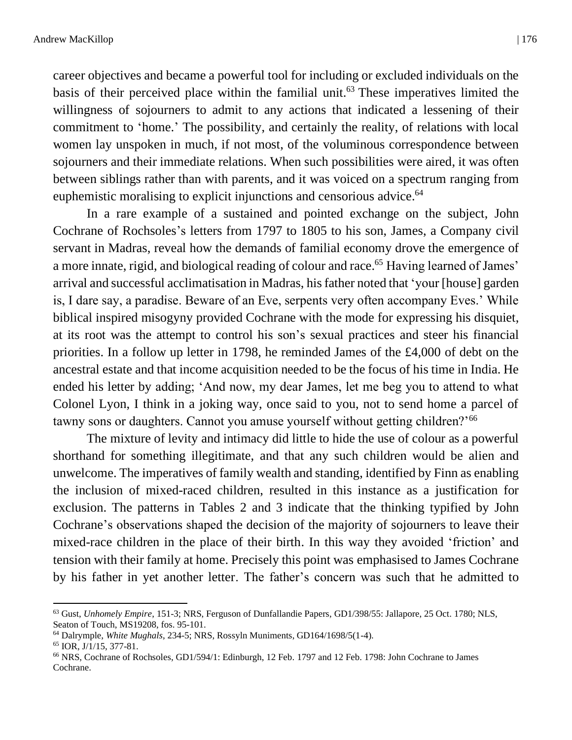career objectives and became a powerful tool for including or excluded individuals on the basis of their perceived place within the familial unit.[63] These imperatives limited the willingness of sojourners to admit to any actions that indicated a lessening of their commitment to 'home.' The possibility, and certainly the reality, of relations with local women lay unspoken in much, if not most, of the voluminous correspondence between sojourners and their immediate relations. When such possibilities were aired, it was often between siblings rather than with parents, and it was voiced on a spectrum ranging from euphemistic moralising to explicit injunctions and censorious advice.[64]

In a rare example of a sustained and pointed exchange on the subject, John Cochrane of Rochsoles's letters from 1797 to 1805 to his son, James, a Company civil servant in Madras, reveal how the demands of familial economy drove the emergence of a more innate, rigid, and biological reading of colour and race.[65] Having learned of James' arrival and successful acclimatisation in Madras, his father noted that 'your [house] garden is, I dare say, a paradise. Beware of an Eve, serpents very often accompany Eves.' While biblical inspired misogyny provided Cochrane with the mode for expressing his disquiet, at its root was the attempt to control his son's sexual practices and steer his financial priorities. In a follow up letter in 1798, he reminded James of the £4,000 of debt on the ancestral estate and that income acquisition needed to be the focus of his time in India. He ended his letter by adding; 'And now, my dear James, let me beg you to attend to what Colonel Lyon, I think in a joking way, once said to you, not to send home a parcel of tawny sons or daughters. Cannot you amuse yourself without getting children?'[66]

The mixture of levity and intimacy did little to hide the use of colour as a powerful shorthand for something illegitimate, and that any such children would be alien and unwelcome. The imperatives of family wealth and standing, identified by Finn as enabling the inclusion of mixed-raced children, resulted in this instance as a justification for exclusion. The patterns in Tables 2 and 3 indicate that the thinking typified by John Cochrane's observations shaped the decision of the majority of sojourners to leave their mixed-race children in the place of their birth. In this way they avoided 'friction' and tension with their family at home. Precisely this point was emphasised to James Cochrane by his father in yet another letter. The father's concern was such that he admitted to

---

[63] Gust, *Unhomely Empire*, 151-3; NRS, Ferguson of Dunfallandie Papers, GD1/398/55: Jallapore, 25 Oct. 1780; NLS, Seaton of Touch, MS19208, fos. 95-101.

[64] Dalrymple, *White Mughals*, 234-5; NRS, Rossyln Muniments, GD164/1698/5(1-4).

[65] IOR, J/1/15, 377-81.

[66] NRS, Cochrane of Rochsoles, GD1/594/1: Edinburgh, 12 Feb. 1797 and 12 Feb. 1798: John Cochrane to James Cochrane.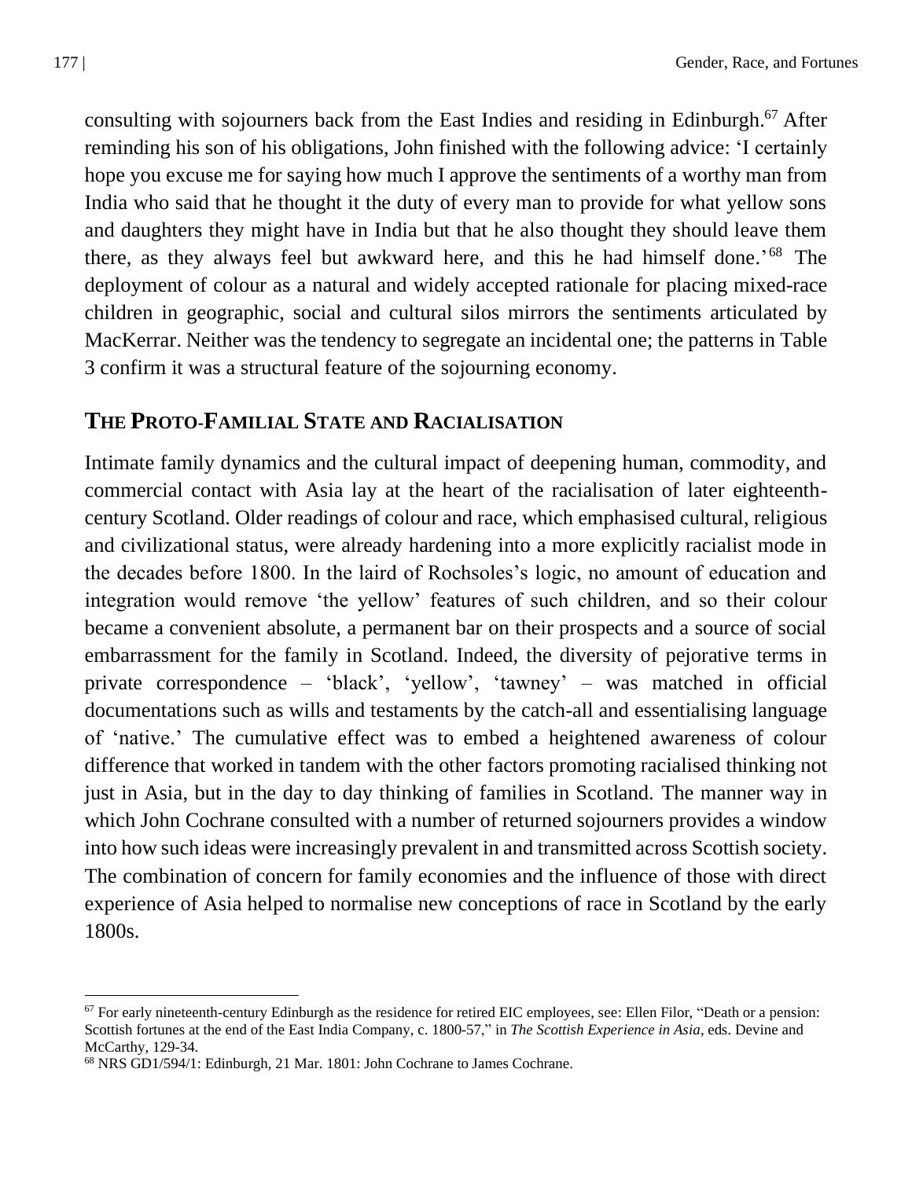consulting with sojourners back from the East Indies and residing in Edinburgh.[67] After reminding his son of his obligations, John finished with the following advice: 'I certainly hope you excuse me for saying how much I approve the sentiments of a worthy man from India who said that he thought it the duty of every man to provide for what yellow sons and daughters they might have in India but that he also thought they should leave them there, as they always feel but awkward here, and this he had himself done.'[68] The deployment of colour as a natural and widely accepted rationale for placing mixed-race children in geographic, social and cultural silos mirrors the sentiments articulated by MacKerrar. Neither was the tendency to segregate an incidental one; the patterns in Table 3 confirm it was a structural feature of the sojourning economy.

## THE PROTO-FAMILIAL STATE AND RACIALISATION

Intimate family dynamics and the cultural impact of deepening human, commodity, and commercial contact with Asia lay at the heart of the racialisation of later eighteenth-century Scotland. Older readings of colour and race, which emphasised cultural, religious and civilizational status, were already hardening into a more explicitly racialist mode in the decades before 1800. In the laird of Rochsoles's logic, no amount of education and integration would remove 'the yellow' features of such children, and so their colour became a convenient absolute, a permanent bar on their prospects and a source of social embarrassment for the family in Scotland. Indeed, the diversity of pejorative terms in private correspondence – 'black', 'yellow', 'tawney' – was matched in official documentations such as wills and testaments by the catch-all and essentialising language of 'native.' The cumulative effect was to embed a heightened awareness of colour difference that worked in tandem with the other factors promoting racialised thinking not just in Asia, but in the day to day thinking of families in Scotland. The manner way in which John Cochrane consulted with a number of returned sojourners provides a window into how such ideas were increasingly prevalent in and transmitted across Scottish society. The combination of concern for family economies and the influence of those with direct experience of Asia helped to normalise new conceptions of race in Scotland by the early 1800s.

---

[67] For early nineteenth-century Edinburgh as the residence for retired EIC employees, see: Ellen Filor, "Death or a pension: Scottish fortunes at the end of the East India Company, c. 1800-57," in *The Scottish Experience in Asia*, eds. Devine and McCarthy, 129-34.

[68] NRS GD1/594/1: Edinburgh, 21 Mar. 1801: John Cochrane to James Cochrane.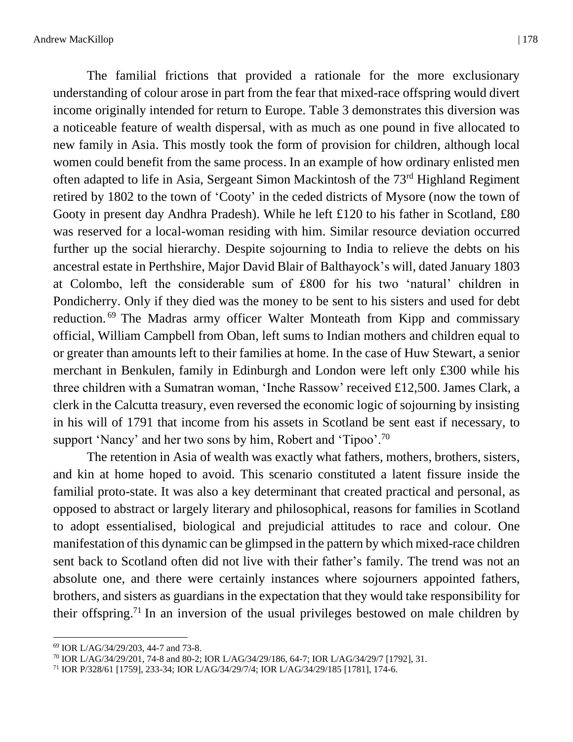The familial frictions that provided a rationale for the more exclusionary understanding of colour arose in part from the fear that mixed-race offspring would divert income originally intended for return to Europe. Table 3 demonstrates this diversion was a noticeable feature of wealth dispersal, with as much as one pound in five allocated to new family in Asia. This mostly took the form of provision for children, although local women could benefit from the same process. In an example of how ordinary enlisted men often adapted to life in Asia, Sergeant Simon Mackintosh of the 73rd Highland Regiment retired by 1802 to the town of 'Cooty' in the ceded districts of Mysore (now the town of Gooty in present day Andhra Pradesh). While he left £120 to his father in Scotland, £80 was reserved for a local-woman residing with him. Similar resource deviation occurred further up the social hierarchy. Despite sojourning to India to relieve the debts on his ancestral estate in Perthshire, Major David Blair of Balthayock's will, dated January 1803 at Colombo, left the considerable sum of £800 for his two 'natural' children in Pondicherry. Only if they died was the money to be sent to his sisters and used for debt reduction.[69] The Madras army officer Walter Monteath from Kipp and commissary official, William Campbell from Oban, left sums to Indian mothers and children equal to or greater than amounts left to their families at home. In the case of Huw Stewart, a senior merchant in Benkulen, family in Edinburgh and London were left only £300 while his three children with a Sumatran woman, 'Inche Rassow' received £12,500. James Clark, a clerk in the Calcutta treasury, even reversed the economic logic of sojourning by insisting in his will of 1791 that income from his assets in Scotland be sent east if necessary, to support 'Nancy' and her two sons by him, Robert and 'Tipoo'.[70]

The retention in Asia of wealth was exactly what fathers, mothers, brothers, sisters, and kin at home hoped to avoid. This scenario constituted a latent fissure inside the familial proto-state. It was also a key determinant that created practical and personal, as opposed to abstract or largely literary and philosophical, reasons for families in Scotland to adopt essentialised, biological and prejudicial attitudes to race and colour. One manifestation of this dynamic can be glimpsed in the pattern by which mixed-race children sent back to Scotland often did not live with their father's family. The trend was not an absolute one, and there were certainly instances where sojourners appointed fathers, brothers, and sisters as guardians in the expectation that they would take responsibility for their offspring.[71] In an inversion of the usual privileges bestowed on male children by

[69] IOR L/AG/34/29/203, 44-7 and 73-8.

[70] IOR L/AG/34/29/201, 74-8 and 80-2; IOR L/AG/34/29/186, 64-7; IOR L/AG/34/29/7 [1792], 31.

[71] IOR P/328/61 [1759], 233-34; IOR L/AG/34/29/7/4; IOR L/AG/34/29/185 [1781], 174-6.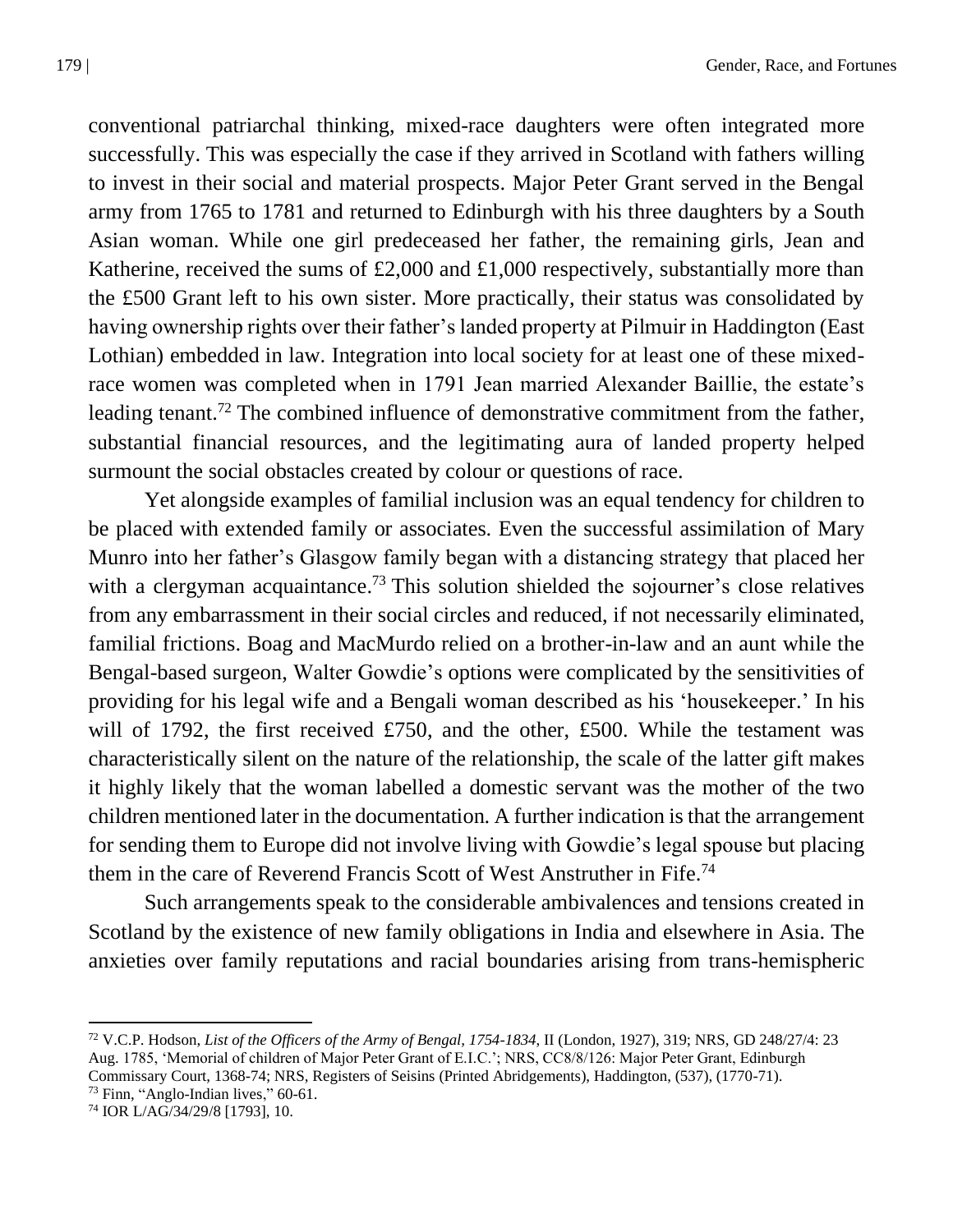conventional patriarchal thinking, mixed-race daughters were often integrated more successfully. This was especially the case if they arrived in Scotland with fathers willing to invest in their social and material prospects. Major Peter Grant served in the Bengal army from 1765 to 1781 and returned to Edinburgh with his three daughters by a South Asian woman. While one girl predeceased her father, the remaining girls, Jean and Katherine, received the sums of £2,000 and £1,000 respectively, substantially more than the £500 Grant left to his own sister. More practically, their status was consolidated by having ownership rights over their father's landed property at Pilmuir in Haddington (East Lothian) embedded in law. Integration into local society for at least one of these mixed-race women was completed when in 1791 Jean married Alexander Baillie, the estate's leading tenant.[72] The combined influence of demonstrative commitment from the father, substantial financial resources, and the legitimating aura of landed property helped surmount the social obstacles created by colour or questions of race.

Yet alongside examples of familial inclusion was an equal tendency for children to be placed with extended family or associates. Even the successful assimilation of Mary Munro into her father's Glasgow family began with a distancing strategy that placed her with a clergyman acquaintance.[73] This solution shielded the sojourner's close relatives from any embarrassment in their social circles and reduced, if not necessarily eliminated, familial frictions. Boag and MacMurdo relied on a brother-in-law and an aunt while the Bengal-based surgeon, Walter Gowdie's options were complicated by the sensitivities of providing for his legal wife and a Bengali woman described as his 'housekeeper.' In his will of 1792, the first received £750, and the other, £500. While the testament was characteristically silent on the nature of the relationship, the scale of the latter gift makes it highly likely that the woman labelled a domestic servant was the mother of the two children mentioned later in the documentation. A further indication is that the arrangement for sending them to Europe did not involve living with Gowdie's legal spouse but placing them in the care of Reverend Francis Scott of West Anstruther in Fife.[74]

Such arrangements speak to the considerable ambivalences and tensions created in Scotland by the existence of new family obligations in India and elsewhere in Asia. The anxieties over family reputations and racial boundaries arising from trans-hemispheric

---

[72] V.C.P. Hodson, *List of the Officers of the Army of Bengal, 1754-1834*, II (London, 1927), 319; NRS, GD 248/27/4: 23 Aug. 1785, 'Memorial of children of Major Peter Grant of E.I.C.'; NRS, CC8/8/126: Major Peter Grant, Edinburgh Commissary Court, 1368-74; NRS, Registers of Seisins (Printed Abridgements), Haddington, (537), (1770-71).

[73] Finn, "Anglo-Indian lives," 60-61.

[74] IOR L/AG/34/29/8 [1793], 10.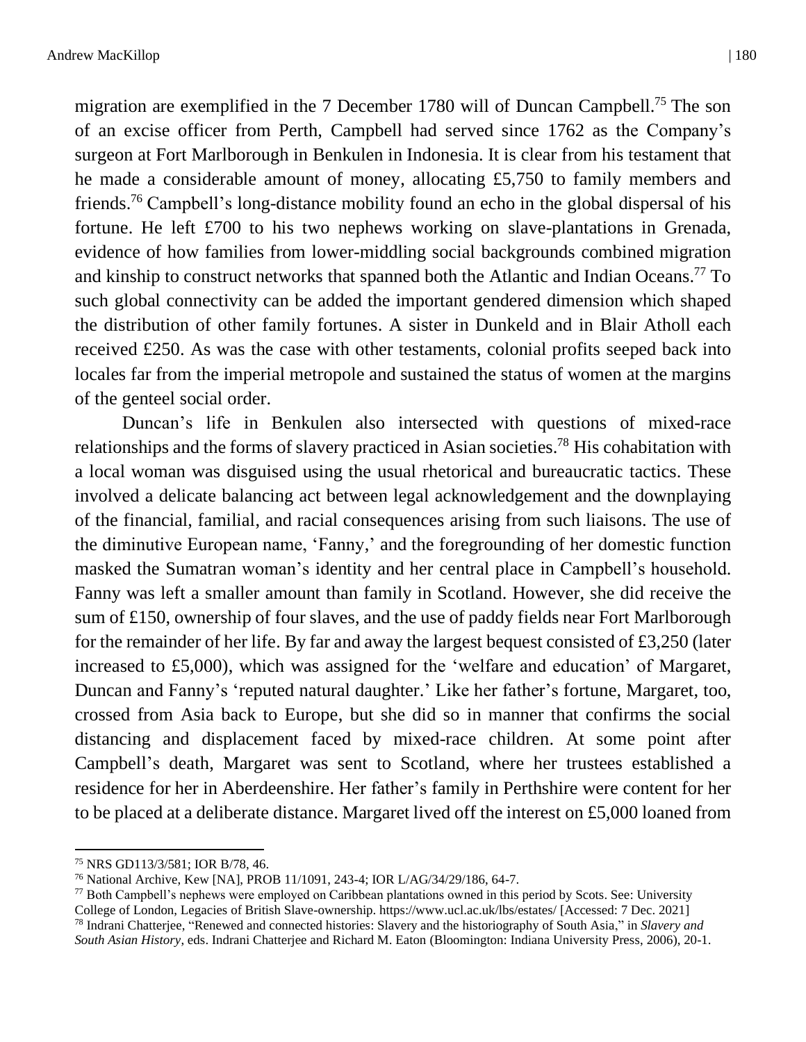migration are exemplified in the 7 December 1780 will of Duncan Campbell.[75] The son of an excise officer from Perth, Campbell had served since 1762 as the Company's surgeon at Fort Marlborough in Benkulen in Indonesia. It is clear from his testament that he made a considerable amount of money, allocating £5,750 to family members and friends.[76] Campbell's long-distance mobility found an echo in the global dispersal of his fortune. He left £700 to his two nephews working on slave-plantations in Grenada, evidence of how families from lower-middling social backgrounds combined migration and kinship to construct networks that spanned both the Atlantic and Indian Oceans.[77] To such global connectivity can be added the important gendered dimension which shaped the distribution of other family fortunes. A sister in Dunkeld and in Blair Atholl each received £250. As was the case with other testaments, colonial profits seeped back into locales far from the imperial metropole and sustained the status of women at the margins of the genteel social order.

Duncan's life in Benkulen also intersected with questions of mixed-race relationships and the forms of slavery practiced in Asian societies.[78] His cohabitation with a local woman was disguised using the usual rhetorical and bureaucratic tactics. These involved a delicate balancing act between legal acknowledgement and the downplaying of the financial, familial, and racial consequences arising from such liaisons. The use of the diminutive European name, 'Fanny,' and the foregrounding of her domestic function masked the Sumatran woman's identity and her central place in Campbell's household. Fanny was left a smaller amount than family in Scotland. However, she did receive the sum of £150, ownership of four slaves, and the use of paddy fields near Fort Marlborough for the remainder of her life. By far and away the largest bequest consisted of £3,250 (later increased to £5,000), which was assigned for the 'welfare and education' of Margaret, Duncan and Fanny's 'reputed natural daughter.' Like her father's fortune, Margaret, too, crossed from Asia back to Europe, but she did so in manner that confirms the social distancing and displacement faced by mixed-race children. At some point after Campbell's death, Margaret was sent to Scotland, where her trustees established a residence for her in Aberdeenshire. Her father's family in Perthshire were content for her to be placed at a deliberate distance. Margaret lived off the interest on £5,000 loaned from

---

[75] NRS GD113/3/581; IOR B/78, 46.

[76] National Archive, Kew [NA], PROB 11/1091, 243-4; IOR L/AG/34/29/186, 64-7.

[77] Both Campbell's nephews were employed on Caribbean plantations owned in this period by Scots. See: University College of London, Legacies of British Slave-ownership. https://www.ucl.ac.uk/lbs/estates/ [Accessed: 7 Dec. 2021]

[78] Indrani Chatterjee, "Renewed and connected histories: Slavery and the historiography of South Asia," in *Slavery and South Asian History*, eds. Indrani Chatterjee and Richard M. Eaton (Bloomington: Indiana University Press, 2006), 20-1.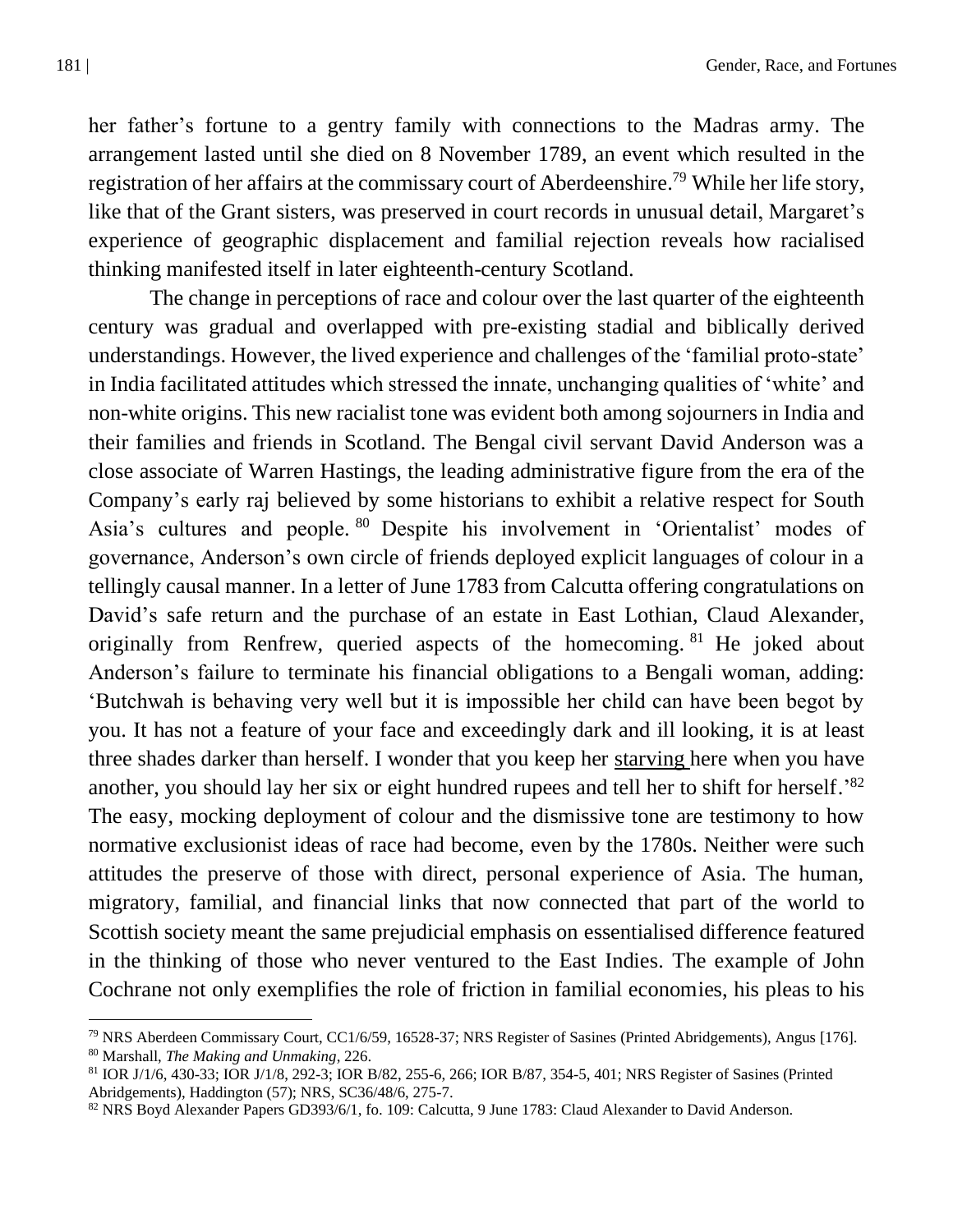her father's fortune to a gentry family with connections to the Madras army. The arrangement lasted until she died on 8 November 1789, an event which resulted in the registration of her affairs at the commissary court of Aberdeenshire.[79] While her life story, like that of the Grant sisters, was preserved in court records in unusual detail, Margaret's experience of geographic displacement and familial rejection reveals how racialised thinking manifested itself in later eighteenth-century Scotland.

The change in perceptions of race and colour over the last quarter of the eighteenth century was gradual and overlapped with pre-existing stadial and biblically derived understandings. However, the lived experience and challenges of the 'familial proto-state' in India facilitated attitudes which stressed the innate, unchanging qualities of 'white' and non-white origins. This new racialist tone was evident both among sojourners in India and their families and friends in Scotland. The Bengal civil servant David Anderson was a close associate of Warren Hastings, the leading administrative figure from the era of the Company's early raj believed by some historians to exhibit a relative respect for South Asia's cultures and people.[80] Despite his involvement in 'Orientalist' modes of governance, Anderson's own circle of friends deployed explicit languages of colour in a tellingly causal manner. In a letter of June 1783 from Calcutta offering congratulations on David's safe return and the purchase of an estate in East Lothian, Claud Alexander, originally from Renfrew, queried aspects of the homecoming.[81] He joked about Anderson's failure to terminate his financial obligations to a Bengali woman, adding: 'Butchwah is behaving very well but it is impossible her child can have been begot by you. It has not a feature of your face and exceedingly dark and ill looking, it is at least three shades darker than herself. I wonder that you keep her <u>starving</u> here when you have another, you should lay her six or eight hundred rupees and tell her to shift for herself.'[82] The easy, mocking deployment of colour and the dismissive tone are testimony to how normative exclusionist ideas of race had become, even by the 1780s. Neither were such attitudes the preserve of those with direct, personal experience of Asia. The human, migratory, familial, and financial links that now connected that part of the world to Scottish society meant the same prejudicial emphasis on essentialised difference featured in the thinking of those who never ventured to the East Indies. The example of John Cochrane not only exemplifies the role of friction in familial economies, his pleas to his

---

[79] NRS Aberdeen Commissary Court, CC1/6/59, 16528-37; NRS Register of Sasines (Printed Abridgements), Angus [176].

[80] Marshall, *The Making and Unmaking*, 226.

[81] IOR J/1/6, 430-33; IOR J/1/8, 292-3; IOR B/82, 255-6, 266; IOR B/87, 354-5, 401; NRS Register of Sasines (Printed Abridgements), Haddington (57); NRS, SC36/48/6, 275-7.

[82] NRS Boyd Alexander Papers GD393/6/1, fo. 109: Calcutta, 9 June 1783: Claud Alexander to David Anderson.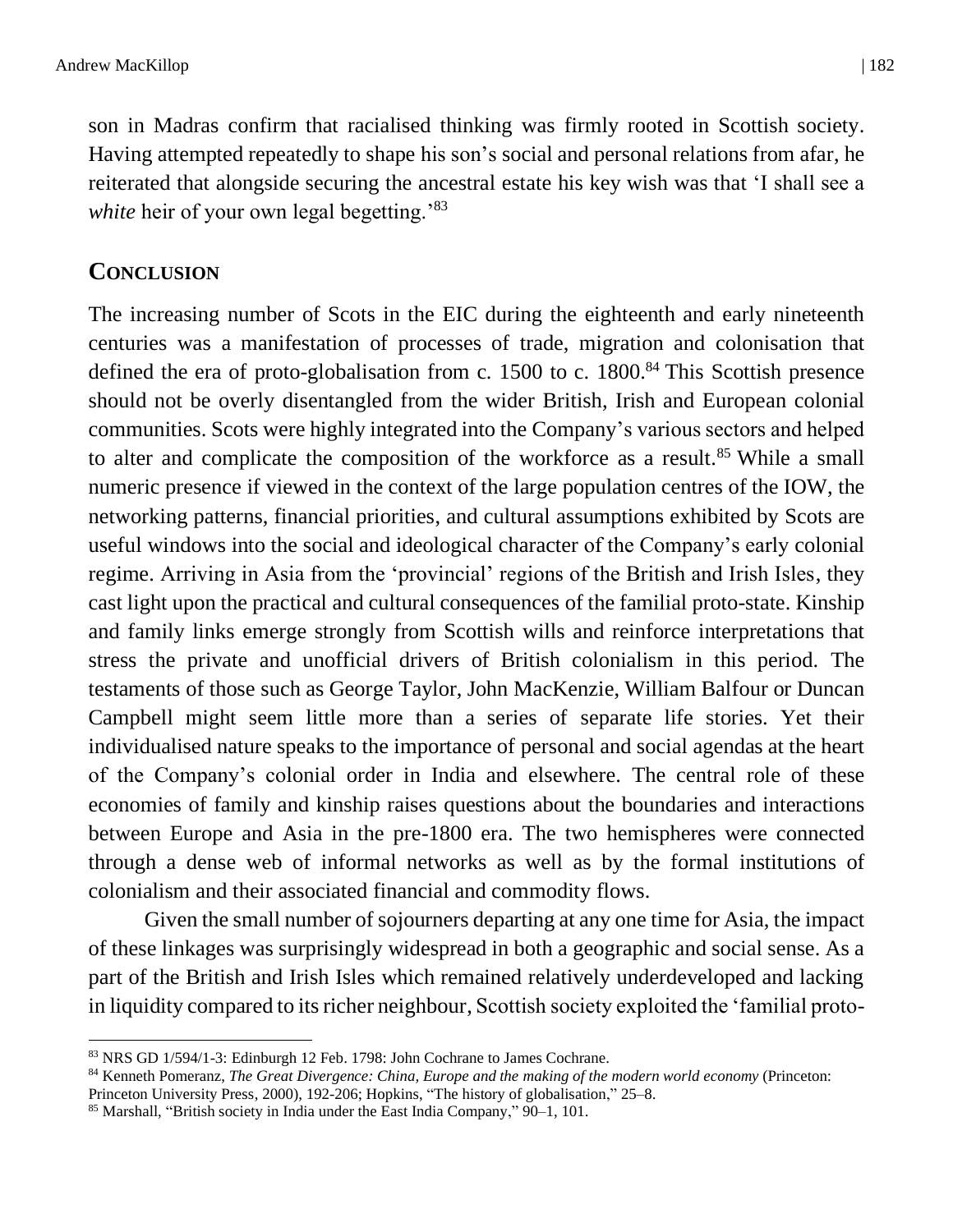son in Madras confirm that racialised thinking was firmly rooted in Scottish society. Having attempted repeatedly to shape his son's social and personal relations from afar, he reiterated that alongside securing the ancestral estate his key wish was that 'I shall see a *white* heir of your own legal begetting.'[83]

## CONCLUSION

The increasing number of Scots in the EIC during the eighteenth and early nineteenth centuries was a manifestation of processes of trade, migration and colonisation that defined the era of proto-globalisation from c. 1500 to c. 1800.[84] This Scottish presence should not be overly disentangled from the wider British, Irish and European colonial communities. Scots were highly integrated into the Company's various sectors and helped to alter and complicate the composition of the workforce as a result.[85] While a small numeric presence if viewed in the context of the large population centres of the IOW, the networking patterns, financial priorities, and cultural assumptions exhibited by Scots are useful windows into the social and ideological character of the Company's early colonial regime. Arriving in Asia from the 'provincial' regions of the British and Irish Isles, they cast light upon the practical and cultural consequences of the familial proto-state. Kinship and family links emerge strongly from Scottish wills and reinforce interpretations that stress the private and unofficial drivers of British colonialism in this period. The testaments of those such as George Taylor, John MacKenzie, William Balfour or Duncan Campbell might seem little more than a series of separate life stories. Yet their individualised nature speaks to the importance of personal and social agendas at the heart of the Company's colonial order in India and elsewhere. The central role of these economies of family and kinship raises questions about the boundaries and interactions between Europe and Asia in the pre-1800 era. The two hemispheres were connected through a dense web of informal networks as well as by the formal institutions of colonialism and their associated financial and commodity flows.

Given the small number of sojourners departing at any one time for Asia, the impact of these linkages was surprisingly widespread in both a geographic and social sense. As a part of the British and Irish Isles which remained relatively underdeveloped and lacking in liquidity compared to its richer neighbour, Scottish society exploited the 'familial proto-

---

[83] NRS GD 1/594/1-3: Edinburgh 12 Feb. 1798: John Cochrane to James Cochrane.

[84] Kenneth Pomeranz, *The Great Divergence: China, Europe and the making of the modern world economy* (Princeton: Princeton University Press, 2000), 192-206; Hopkins, "The history of globalisation," 25–8.

[85] Marshall, "British society in India under the East India Company," 90–1, 101.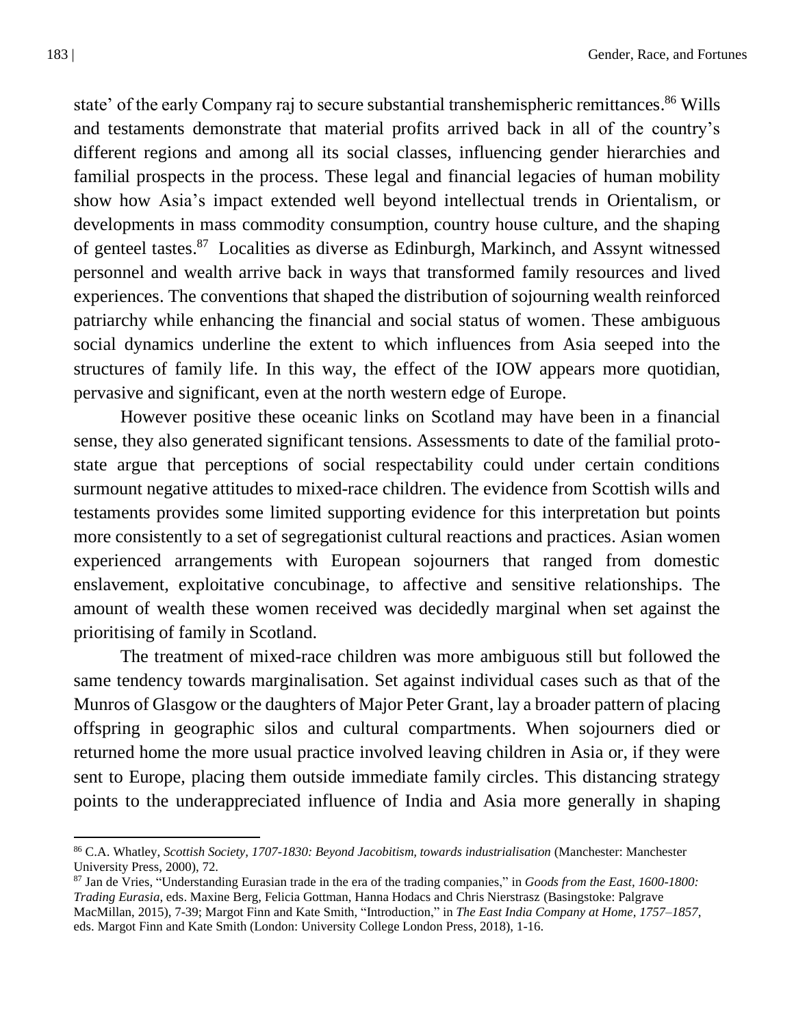state' of the early Company raj to secure substantial transhemispheric remittances.[86] Wills and testaments demonstrate that material profits arrived back in all of the country's different regions and among all its social classes, influencing gender hierarchies and familial prospects in the process. These legal and financial legacies of human mobility show how Asia's impact extended well beyond intellectual trends in Orientalism, or developments in mass commodity consumption, country house culture, and the shaping of genteel tastes.[87] Localities as diverse as Edinburgh, Markinch, and Assynt witnessed personnel and wealth arrive back in ways that transformed family resources and lived experiences. The conventions that shaped the distribution of sojourning wealth reinforced patriarchy while enhancing the financial and social status of women. These ambiguous social dynamics underline the extent to which influences from Asia seeped into the structures of family life. In this way, the effect of the IOW appears more quotidian, pervasive and significant, even at the north western edge of Europe.

However positive these oceanic links on Scotland may have been in a financial sense, they also generated significant tensions. Assessments to date of the familial proto-state argue that perceptions of social respectability could under certain conditions surmount negative attitudes to mixed-race children. The evidence from Scottish wills and testaments provides some limited supporting evidence for this interpretation but points more consistently to a set of segregationist cultural reactions and practices. Asian women experienced arrangements with European sojourners that ranged from domestic enslavement, exploitative concubinage, to affective and sensitive relationships. The amount of wealth these women received was decidedly marginal when set against the prioritising of family in Scotland.

The treatment of mixed-race children was more ambiguous still but followed the same tendency towards marginalisation. Set against individual cases such as that of the Munros of Glasgow or the daughters of Major Peter Grant, lay a broader pattern of placing offspring in geographic silos and cultural compartments. When sojourners died or returned home the more usual practice involved leaving children in Asia or, if they were sent to Europe, placing them outside immediate family circles. This distancing strategy points to the underappreciated influence of India and Asia more generally in shaping

---

[86] C.A. Whatley, *Scottish Society, 1707-1830: Beyond Jacobitism, towards industrialisation* (Manchester: Manchester University Press, 2000), 72.

[87] Jan de Vries, "Understanding Eurasian trade in the era of the trading companies," in *Goods from the East, 1600-1800: Trading Eurasia*, eds. Maxine Berg, Felicia Gottman, Hanna Hodacs and Chris Nierstrasz (Basingstoke: Palgrave MacMillan, 2015), 7-39; Margot Finn and Kate Smith, "Introduction," in *The East India Company at Home, 1757–1857*, eds. Margot Finn and Kate Smith (London: University College London Press, 2018), 1-16.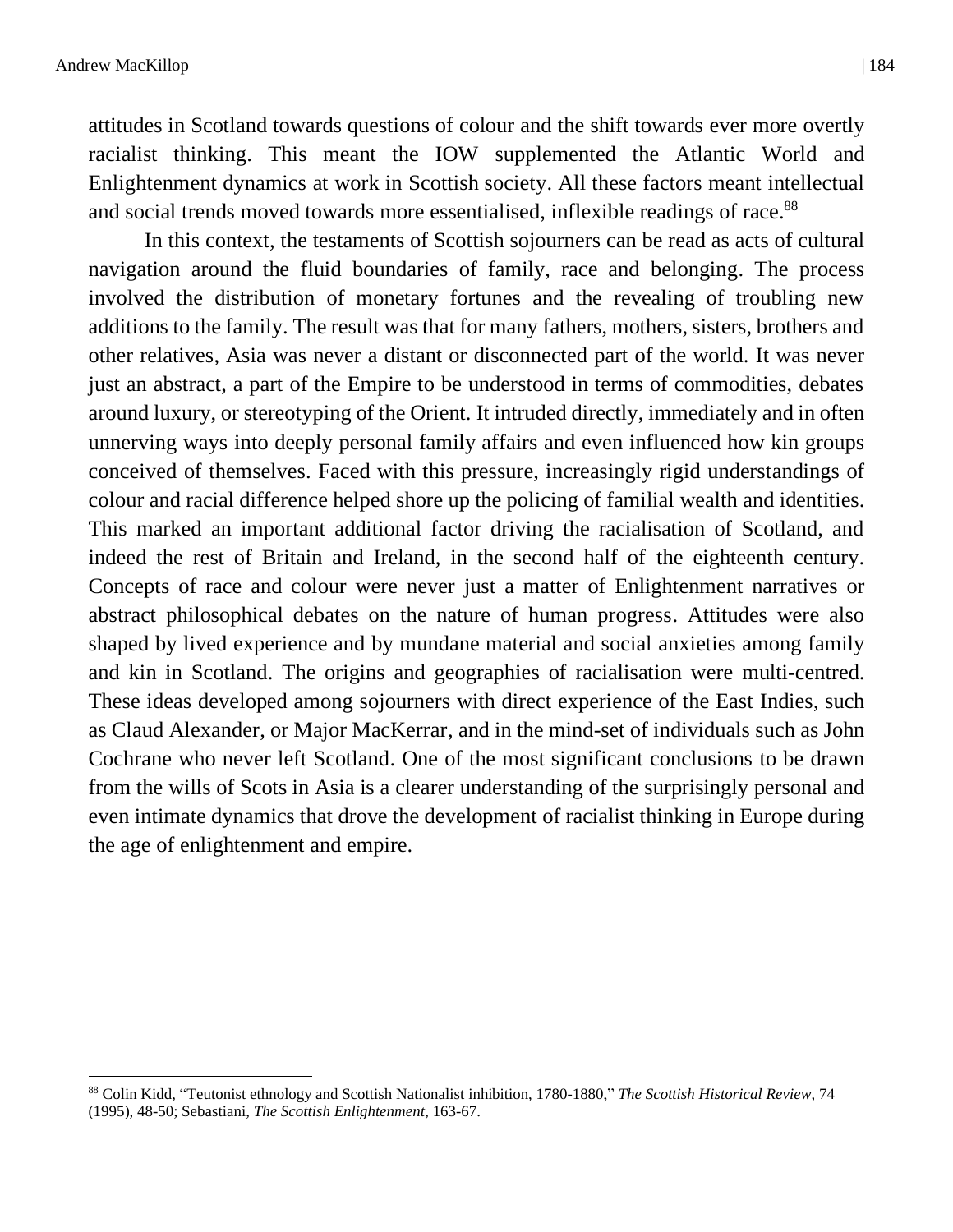attitudes in Scotland towards questions of colour and the shift towards ever more overtly racialist thinking. This meant the IOW supplemented the Atlantic World and Enlightenment dynamics at work in Scottish society. All these factors meant intellectual and social trends moved towards more essentialised, inflexible readings of race.[88]

In this context, the testaments of Scottish sojourners can be read as acts of cultural navigation around the fluid boundaries of family, race and belonging. The process involved the distribution of monetary fortunes and the revealing of troubling new additions to the family. The result was that for many fathers, mothers, sisters, brothers and other relatives, Asia was never a distant or disconnected part of the world. It was never just an abstract, a part of the Empire to be understood in terms of commodities, debates around luxury, or stereotyping of the Orient. It intruded directly, immediately and in often unnerving ways into deeply personal family affairs and even influenced how kin groups conceived of themselves. Faced with this pressure, increasingly rigid understandings of colour and racial difference helped shore up the policing of familial wealth and identities. This marked an important additional factor driving the racialisation of Scotland, and indeed the rest of Britain and Ireland, in the second half of the eighteenth century. Concepts of race and colour were never just a matter of Enlightenment narratives or abstract philosophical debates on the nature of human progress. Attitudes were also shaped by lived experience and by mundane material and social anxieties among family and kin in Scotland. The origins and geographies of racialisation were multi-centred. These ideas developed among sojourners with direct experience of the East Indies, such as Claud Alexander, or Major MacKerrar, and in the mind-set of individuals such as John Cochrane who never left Scotland. One of the most significant conclusions to be drawn from the wills of Scots in Asia is a clearer understanding of the surprisingly personal and even intimate dynamics that drove the development of racialist thinking in Europe during the age of enlightenment and empire.

---

[88] Colin Kidd, "Teutonist ethnology and Scottish Nationalist inhibition, 1780-1880," *The Scottish Historical Review*, 74 (1995), 48-50; Sebastiani, *The Scottish Enlightenment*, 163-67.